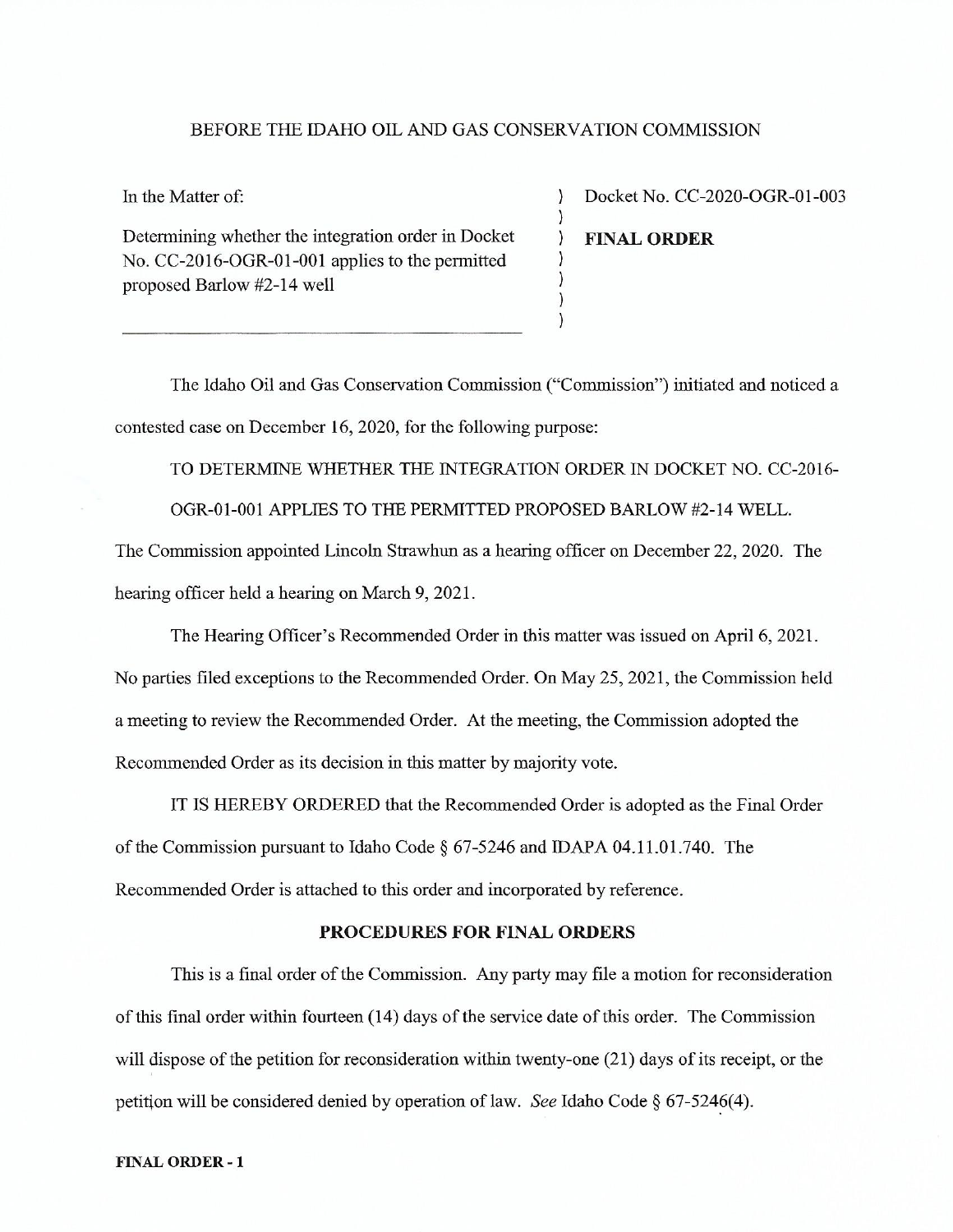BEFORE THE IDAHO OIL AND GAS CONSERVATION COMMISSION

In the Matter of:

Determining whether the integration order in Docket No. CC-2016-OGR-01-001 applies to the permitted proposed Barlow #2-14 well

Docket No. CC-2020-OGR-01-003

**FINAL ORDER**

The Idaho Oil and Gas Conservation Commission ("Commission") initiated and noticed a contested case on December 16, 2020, for the following purpose:

TO DETERMINE WHETHER THE INTEGRATION ORDER IN DOCKET NO. CC-2016-OGR-01-001 APPLIES TO THE PERMITTED PROPOSED BARLOW #2-14 WELL.

The Commission appointed Lincoln Strawhun as a hearing officer on December 22, 2020. The hearing officer held a hearing on March 9, 2021.

The Hearing Officer's Recommended Order in this matter was issued on April 6, 2021. No parties filed exceptions to the Recommended Order. On May 25, 2021, the Commission held a meeting to review the Recommended Order. At the meeting, the Commission adopted the Recommended Order as its decision in this matter by majority vote.

IT IS HEREBY ORDERED that the Recommended Order is adopted as the Final Order of the Commission pursuant to Idaho Code § 67-5246 and IDAPA 04.11.01.740. The Recommended Order is attached to this order and incorporated by reference.

## PROCEDURES FOR FINAL ORDERS

This is a final order of the Commission. Any party may file a motion for reconsideration of this final order within fourteen (14) days of the service date of this order. The Commission will dispose of the petition for reconsideration within twenty-one (21) days of its receipt, or the petition will be considered denied by operation of law. *See* Idaho Code § 67-5246(4).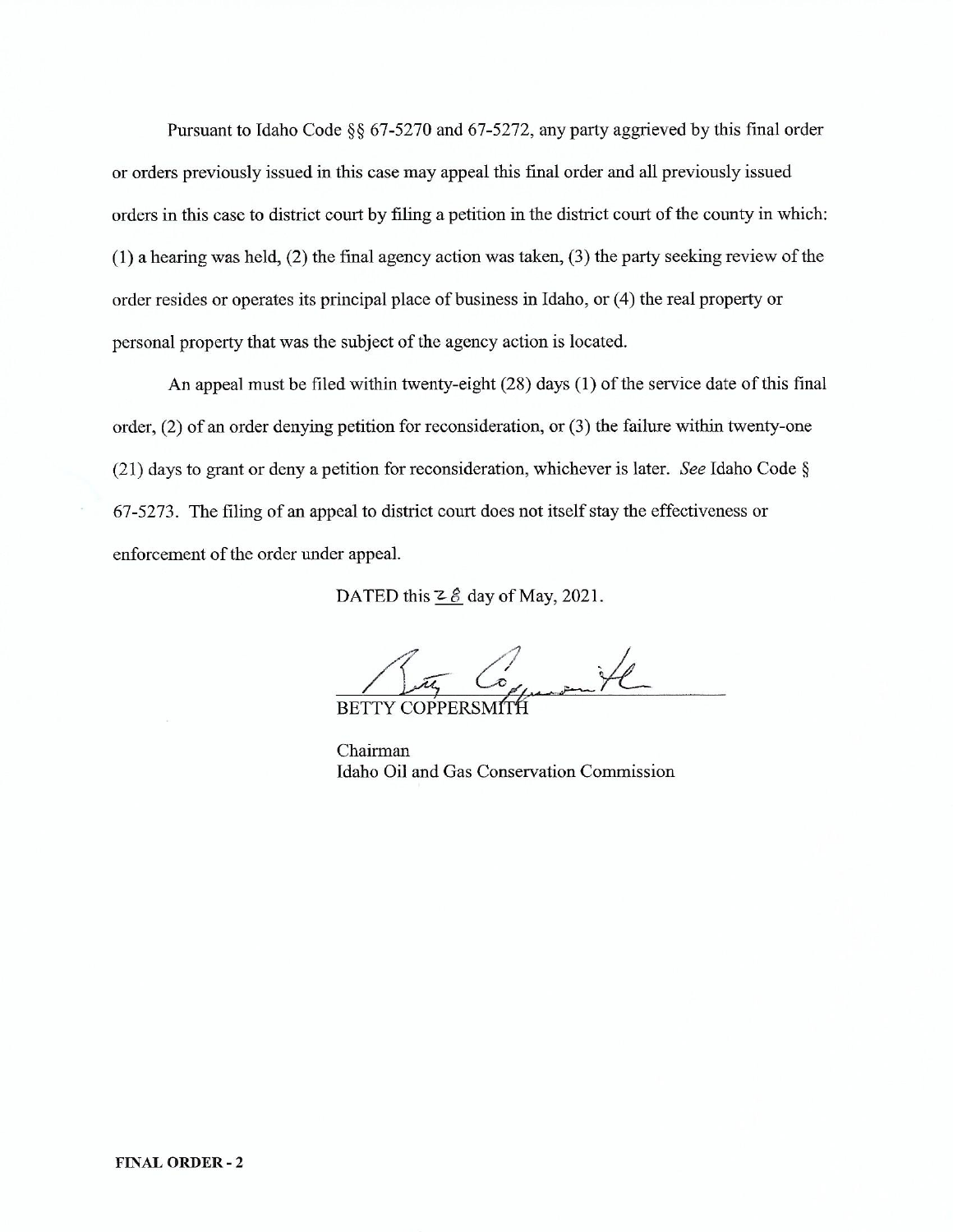Pursuant to Idaho Code §§ 67-5270 and 67-5272, any party aggrieved by this final order or orders previously issued in this case may appeal this final order and all previously issued orders in this case to district court by filing a petition in the district court of the county in which: (1) a hearing was held, (2) the final agency action was taken, (3) the party seeking review of the order resides or operates its principal place of business in Idaho, or (4) the real property or personal property that was the subject of the agency action is located.

An appeal must be filed within twenty-eight (28) days (1) of the service date of this final order, (2) of an order denying petition for reconsideration, or (3) the failure within twenty-one (21) days to grant or deny a petition for reconsideration, whichever is later. *See* Idaho Code § 67-5273. The filing of an appeal to district court does not itself stay the effectiveness or enforcement of the order under appeal.

DATED this 28 day of May, 2021.

BETTY COPPERSMITH

Chairman
Idaho Oil and Gas Conservation Commission

**FINAL ORDER - 2**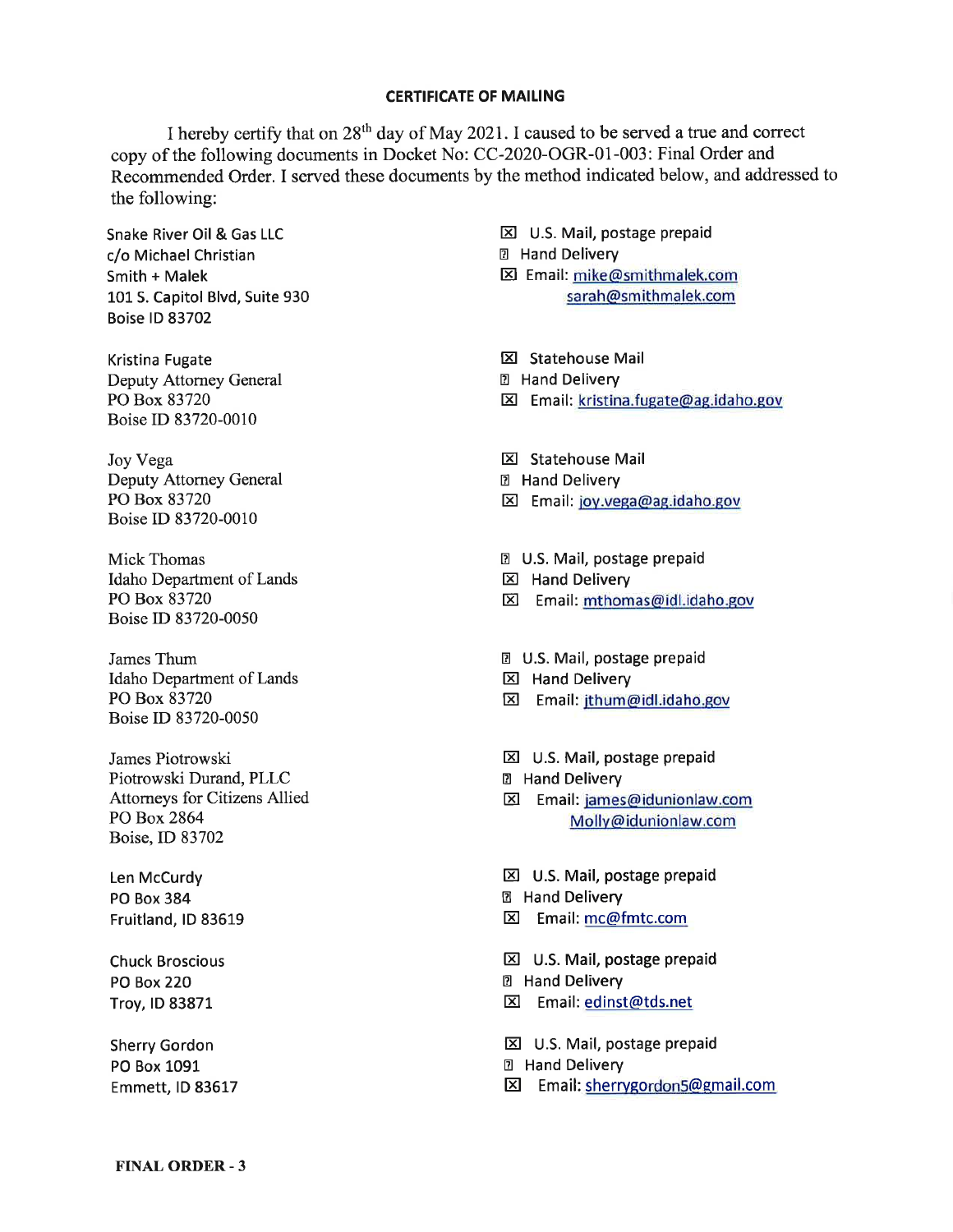**CERTIFICATE OF MAILING**

I hereby certify that on 28th day of May 2021. I caused to be served a true and correct copy of the following documents in Docket No: CC-2020-OGR-01-003: Final Order and Recommended Order. I served these documents by the method indicated below, and addressed to the following:

| | |
|---|---|
| Snake River Oil & Gas LLC<br>c/o Michael Christian<br>Smith + Malek<br>101 S. Capitol Blvd, Suite 930<br>Boise ID 83702 | ☒ U.S. Mail, postage prepaid<br>☐ Hand Delivery<br>☒ Email: mike@smithmalek.com<br>sarah@smithmalek.com |
| Kristina Fugate<br>Deputy Attorney General<br>PO Box 83720<br>Boise ID 83720-0010 | ☒ Statehouse Mail<br>☐ Hand Delivery<br>☒ Email: kristina.fugate@ag.idaho.gov |
| Joy Vega<br>Deputy Attorney General<br>PO Box 83720<br>Boise ID 83720-0010 | ☒ Statehouse Mail<br>☐ Hand Delivery<br>☒ Email: joy.vega@ag.idaho.gov |
| Mick Thomas<br>Idaho Department of Lands<br>PO Box 83720<br>Boise ID 83720-0050 | ☐ U.S. Mail, postage prepaid<br>☒ Hand Delivery<br>☒ Email: mthomas@idl.idaho.gov |
| James Thum<br>Idaho Department of Lands<br>PO Box 83720<br>Boise ID 83720-0050 | ☐ U.S. Mail, postage prepaid<br>☒ Hand Delivery<br>☒ Email: jthum@idl.idaho.gov |
| James Piotrowski<br>Piotrowski Durand, PLLC<br>Attorneys for Citizens Allied<br>PO Box 2864<br>Boise, ID 83702 | ☒ U.S. Mail, postage prepaid<br>☐ Hand Delivery<br>☒ Email: james@idunionlaw.com<br>Molly@idunionlaw.com |
| Len McCurdy<br>PO Box 384<br>Fruitland, ID 83619 | ☒ U.S. Mail, postage prepaid<br>☐ Hand Delivery<br>☒ Email: mc@fmtc.com |
| Chuck Broscious<br>PO Box 220<br>Troy, ID 83871 | ☒ U.S. Mail, postage prepaid<br>☐ Hand Delivery<br>☒ Email: edinst@tds.net |
| Sherry Gordon<br>PO Box 1091<br>Emmett, ID 83617 | ☒ U.S. Mail, postage prepaid<br>☐ Hand Delivery<br>☒ Email: sherrygordon5@gmail.com |

**FINAL ORDER - 3**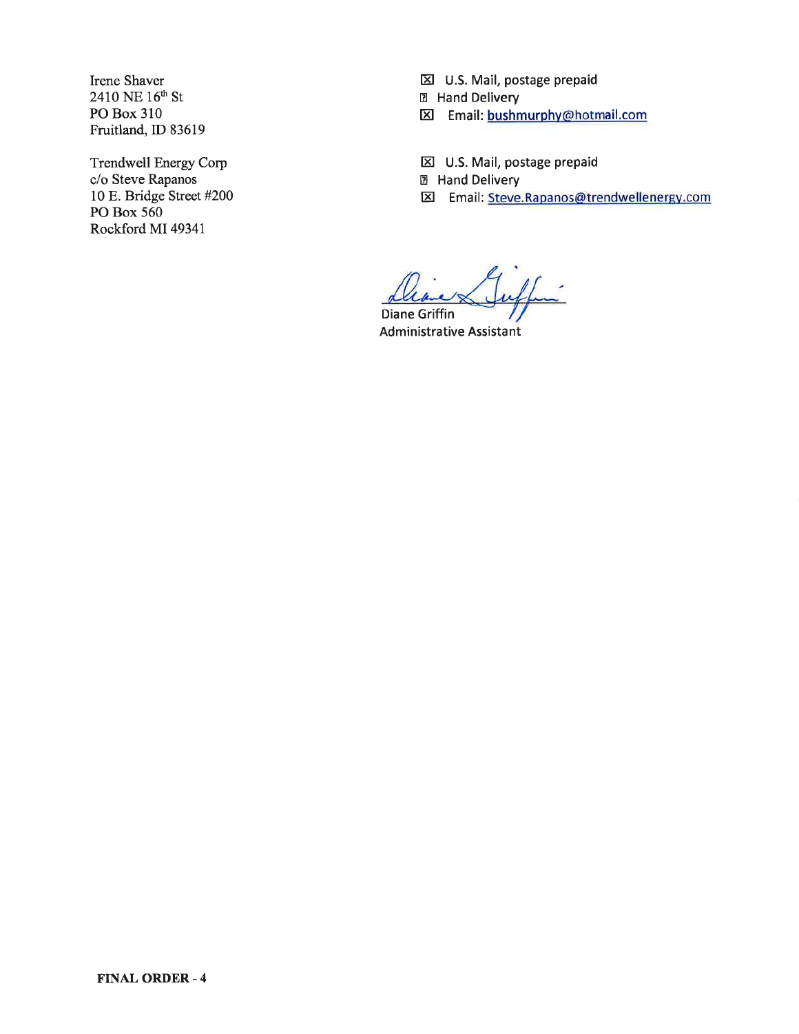Irene Shaver
2410 NE 16th St
PO Box 310
Fruitland, ID 83619

☒ U.S. Mail, postage prepaid
☐ Hand Delivery
☒ Email: bushmurphy@hotmail.com

Trendwell Energy Corp
c/o Steve Rapanos
10 E. Bridge Street #200
PO Box 560
Rockford MI 49341

☒ U.S. Mail, postage prepaid
☐ Hand Delivery
☒ Email: Steve.Rapanos@trendwellenergy.com

Diane Griffin
Administrative Assistant

**FINAL ORDER - 4**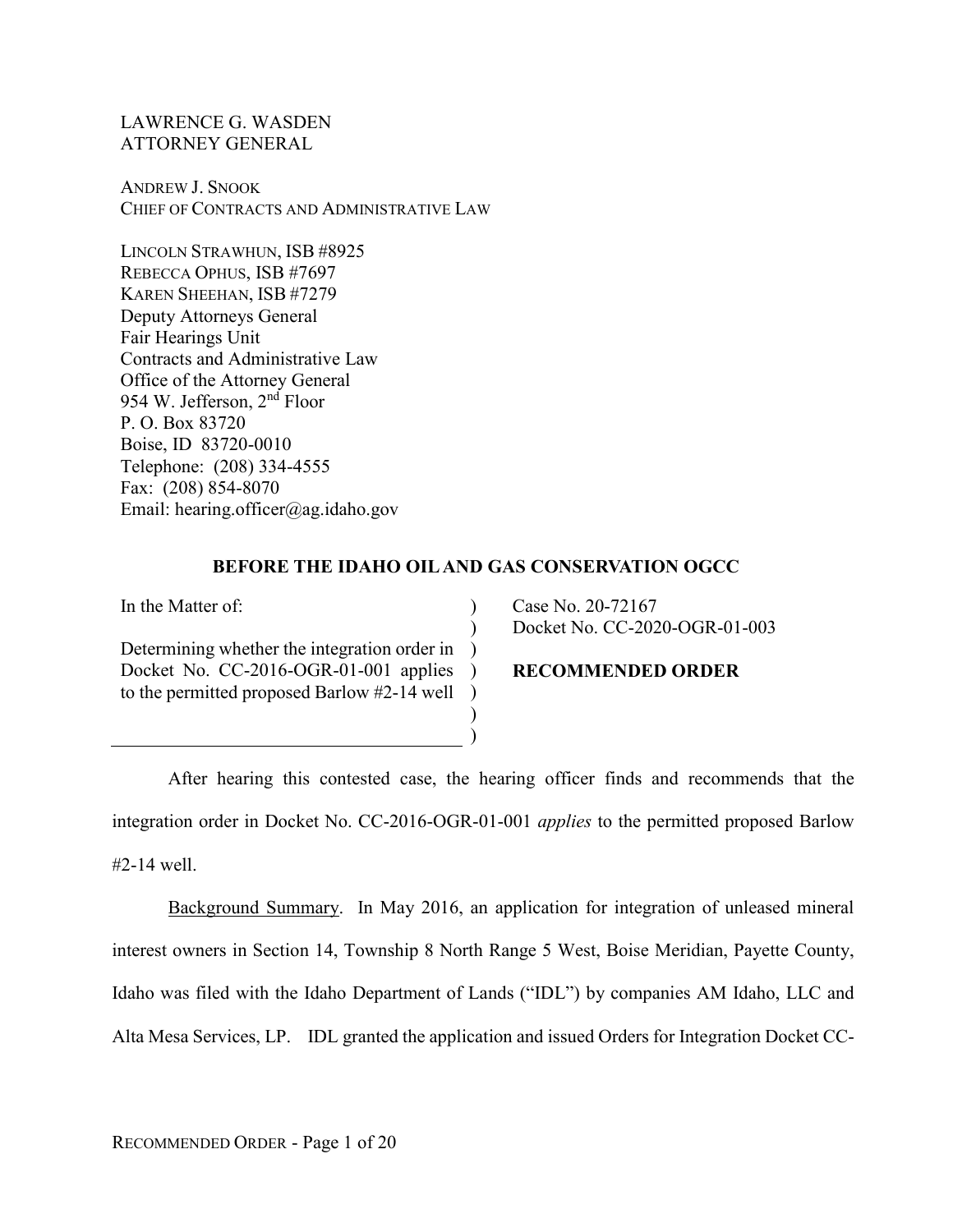LAWRENCE G. WASDEN
ATTORNEY GENERAL

ANDREW J. SNOOK
CHIEF OF CONTRACTS AND ADMINISTRATIVE LAW

LINCOLN STRAWHUN, ISB #8925
REBECCA OPHUS, ISB #7697
KAREN SHEEHAN, ISB #7279
Deputy Attorneys General
Fair Hearings Unit
Contracts and Administrative Law
Office of the Attorney General
954 W. Jefferson, 2nd Floor
P. O. Box 83720
Boise, ID 83720-0010
Telephone: (208) 334-4555
Fax: (208) 854-8070
Email: hearing.officer@ag.idaho.gov

## BEFORE THE IDAHO OIL AND GAS CONSERVATION OGCC

| | |
|---|---|
| In the Matter of:<br><br>Determining whether the integration order in Docket No. CC-2016-OGR-01-001 applies to the permitted proposed Barlow #2-14 well | Case No. 20-72167<br>Docket No. CC-2020-OGR-01-003<br><br>**RECOMMENDED ORDER** |

After hearing this contested case, the hearing officer finds and recommends that the integration order in Docket No. CC-2016-OGR-01-001 *applies* to the permitted proposed Barlow #2-14 well.

Background Summary. In May 2016, an application for integration of unleased mineral interest owners in Section 14, Township 8 North Range 5 West, Boise Meridian, Payette County, Idaho was filed with the Idaho Department of Lands ("IDL") by companies AM Idaho, LLC and Alta Mesa Services, LP. IDL granted the application and issued Orders for Integration Docket CC-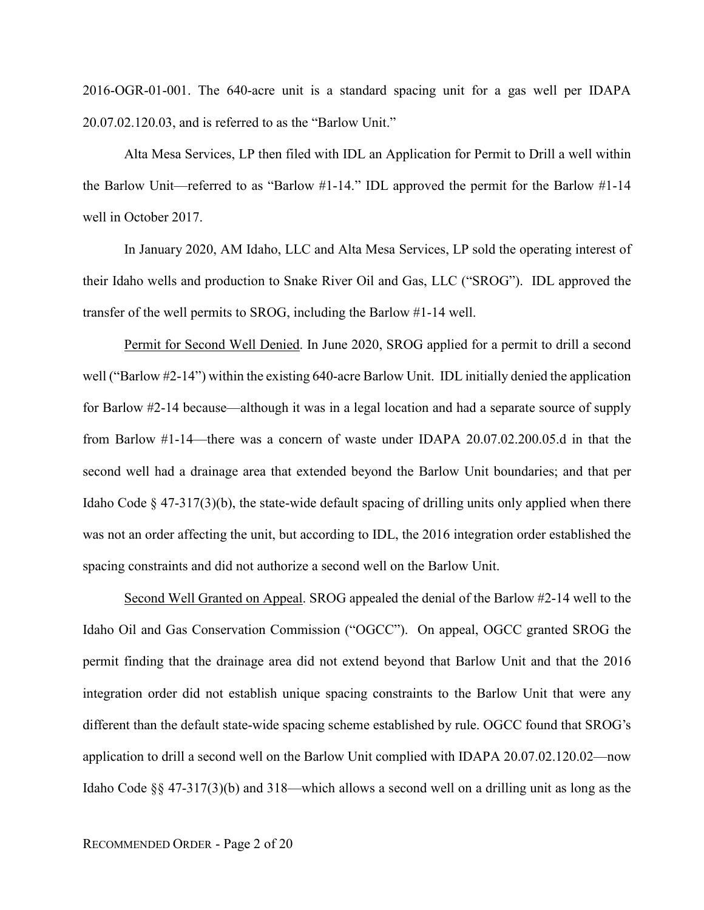2016-OGR-01-001. The 640-acre unit is a standard spacing unit for a gas well per IDAPA 20.07.02.120.03, and is referred to as the "Barlow Unit."

Alta Mesa Services, LP then filed with IDL an Application for Permit to Drill a well within the Barlow Unit—referred to as "Barlow #1-14." IDL approved the permit for the Barlow #1-14 well in October 2017.

In January 2020, AM Idaho, LLC and Alta Mesa Services, LP sold the operating interest of their Idaho wells and production to Snake River Oil and Gas, LLC ("SROG"). IDL approved the transfer of the well permits to SROG, including the Barlow #1-14 well.

Permit for Second Well Denied. In June 2020, SROG applied for a permit to drill a second well ("Barlow #2-14") within the existing 640-acre Barlow Unit. IDL initially denied the application for Barlow #2-14 because—although it was in a legal location and had a separate source of supply from Barlow #1-14—there was a concern of waste under IDAPA 20.07.02.200.05.d in that the second well had a drainage area that extended beyond the Barlow Unit boundaries; and that per Idaho Code § 47-317(3)(b), the state-wide default spacing of drilling units only applied when there was not an order affecting the unit, but according to IDL, the 2016 integration order established the spacing constraints and did not authorize a second well on the Barlow Unit.

Second Well Granted on Appeal. SROG appealed the denial of the Barlow #2-14 well to the Idaho Oil and Gas Conservation Commission ("OGCC"). On appeal, OGCC granted SROG the permit finding that the drainage area did not extend beyond that Barlow Unit and that the 2016 integration order did not establish unique spacing constraints to the Barlow Unit that were any different than the default state-wide spacing scheme established by rule. OGCC found that SROG's application to drill a second well on the Barlow Unit complied with IDAPA 20.07.02.120.02—now Idaho Code §§ 47-317(3)(b) and 318—which allows a second well on a drilling unit as long as the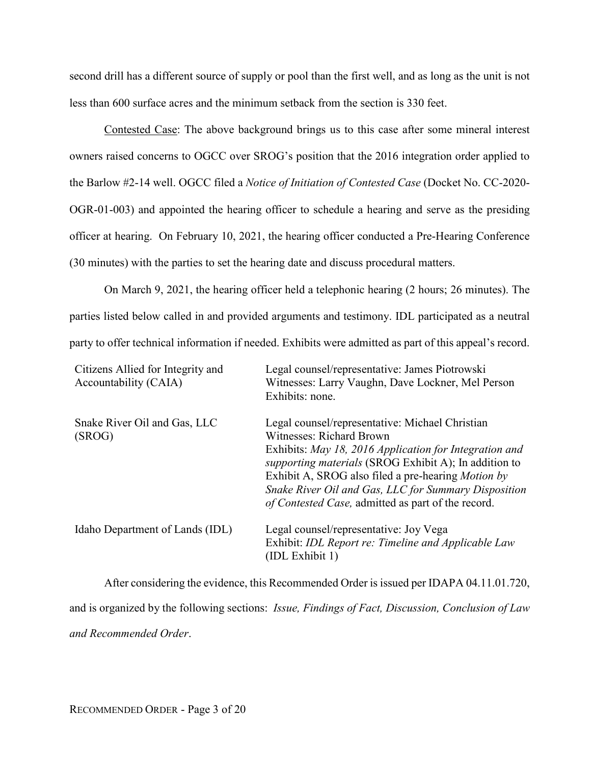second drill has a different source of supply or pool than the first well, and as long as the unit is not less than 600 surface acres and the minimum setback from the section is 330 feet.

Contested Case: The above background brings us to this case after some mineral interest owners raised concerns to OGCC over SROG's position that the 2016 integration order applied to the Barlow #2-14 well. OGCC filed a *Notice of Initiation of Contested Case* (Docket No. CC-2020-OGR-01-003) and appointed the hearing officer to schedule a hearing and serve as the presiding officer at hearing. On February 10, 2021, the hearing officer conducted a Pre-Hearing Conference (30 minutes) with the parties to set the hearing date and discuss procedural matters.

On March 9, 2021, the hearing officer held a telephonic hearing (2 hours; 26 minutes). The parties listed below called in and provided arguments and testimony. IDL participated as a neutral party to offer technical information if needed. Exhibits were admitted as part of this appeal's record.

| | |
|---|---|
| Citizens Allied for Integrity and Accountability (CAIA) | Legal counsel/representative: James Piotrowski<br>Witnesses: Larry Vaughn, Dave Lockner, Mel Person<br>Exhibits: none. |
| Snake River Oil and Gas, LLC (SROG) | Legal counsel/representative: Michael Christian<br>Witnesses: Richard Brown<br>Exhibits: *May 18, 2016 Application for Integration and supporting materials* (SROG Exhibit A); In addition to Exhibit A, SROG also filed a pre-hearing *Motion by Snake River Oil and Gas, LLC for Summary Disposition of Contested Case,* admitted as part of the record. |
| Idaho Department of Lands (IDL) | Legal counsel/representative: Joy Vega<br>Exhibit: *IDL Report re: Timeline and Applicable Law* (IDL Exhibit 1) |

After considering the evidence, this Recommended Order is issued per IDAPA 04.11.01.720, and is organized by the following sections: *Issue, Findings of Fact, Discussion, Conclusion of Law and Recommended Order*.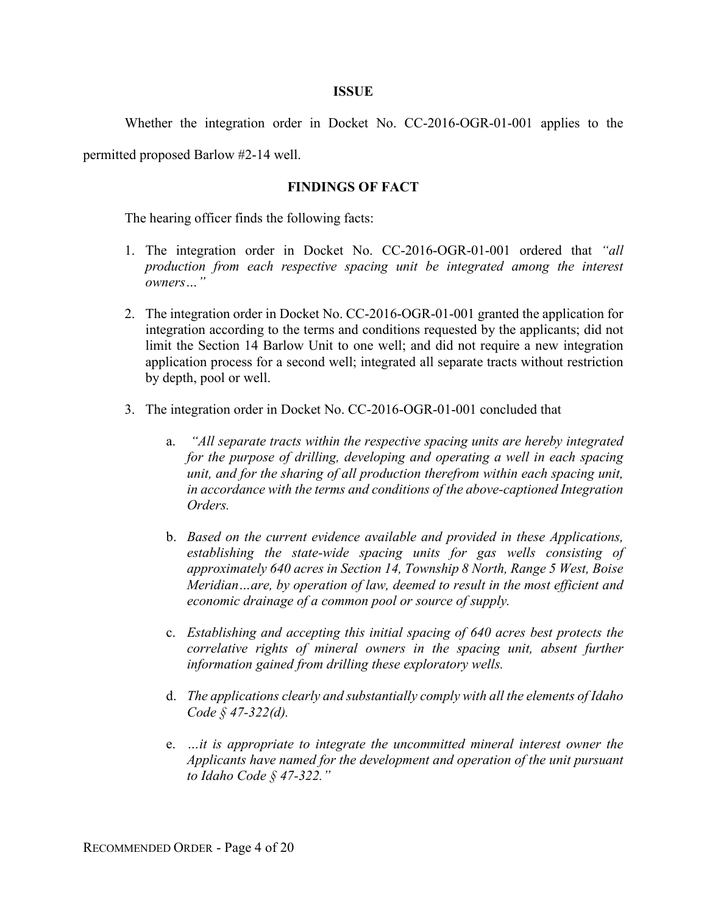**ISSUE**

Whether the integration order in Docket No. CC-2016-OGR-01-001 applies to the permitted proposed Barlow #2-14 well.

**FINDINGS OF FACT**

The hearing officer finds the following facts:

1. The integration order in Docket No. CC-2016-OGR-01-001 ordered that *"all production from each respective spacing unit be integrated among the interest owners…"*

2. The integration order in Docket No. CC-2016-OGR-01-001 granted the application for integration according to the terms and conditions requested by the applicants; did not limit the Section 14 Barlow Unit to one well; and did not require a new integration application process for a second well; integrated all separate tracts without restriction by depth, pool or well.

3. The integration order in Docket No. CC-2016-OGR-01-001 concluded that

   a. *"All separate tracts within the respective spacing units are hereby integrated for the purpose of drilling, developing and operating a well in each spacing unit, and for the sharing of all production therefrom within each spacing unit, in accordance with the terms and conditions of the above-captioned Integration Orders.*

   b. *Based on the current evidence available and provided in these Applications, establishing the state-wide spacing units for gas wells consisting of approximately 640 acres in Section 14, Township 8 North, Range 5 West, Boise Meridian…are, by operation of law, deemed to result in the most efficient and economic drainage of a common pool or source of supply.*

   c. *Establishing and accepting this initial spacing of 640 acres best protects the correlative rights of mineral owners in the spacing unit, absent further information gained from drilling these exploratory wells.*

   d. *The applications clearly and substantially comply with all the elements of Idaho Code § 47-322(d).*

   e. *…it is appropriate to integrate the uncommitted mineral interest owner the Applicants have named for the development and operation of the unit pursuant to Idaho Code § 47-322."*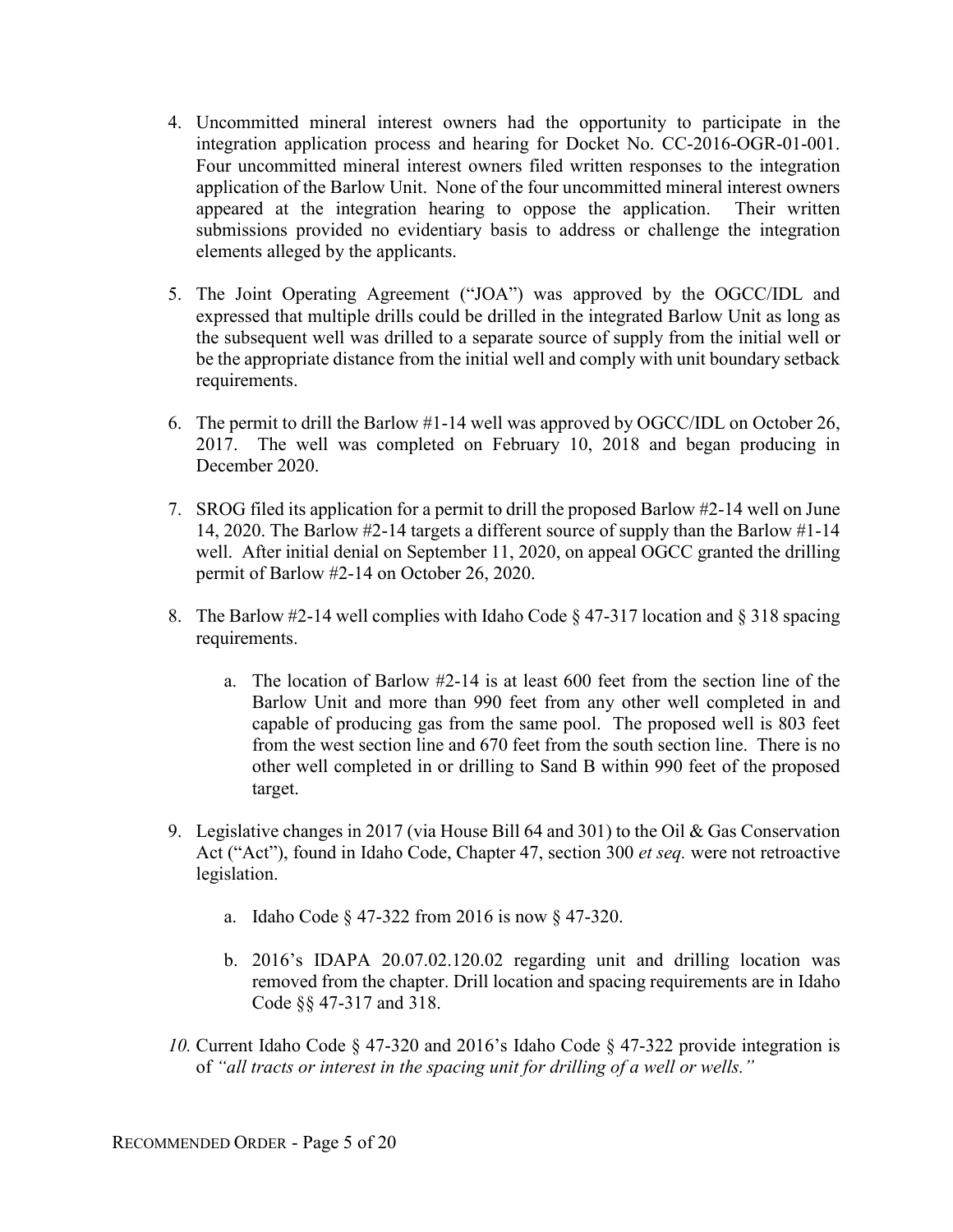4. Uncommitted mineral interest owners had the opportunity to participate in the integration application process and hearing for Docket No. CC-2016-OGR-01-001. Four uncommitted mineral interest owners filed written responses to the integration application of the Barlow Unit. None of the four uncommitted mineral interest owners appeared at the integration hearing to oppose the application. Their written submissions provided no evidentiary basis to address or challenge the integration elements alleged by the applicants.

5. The Joint Operating Agreement ("JOA") was approved by the OGCC/IDL and expressed that multiple drills could be drilled in the integrated Barlow Unit as long as the subsequent well was drilled to a separate source of supply from the initial well or be the appropriate distance from the initial well and comply with unit boundary setback requirements.

6. The permit to drill the Barlow #1-14 well was approved by OGCC/IDL on October 26, 2017. The well was completed on February 10, 2018 and began producing in December 2020.

7. SROG filed its application for a permit to drill the proposed Barlow #2-14 well on June 14, 2020. The Barlow #2-14 targets a different source of supply than the Barlow #1-14 well. After initial denial on September 11, 2020, on appeal OGCC granted the drilling permit of Barlow #2-14 on October 26, 2020.

8. The Barlow #2-14 well complies with Idaho Code § 47-317 location and § 318 spacing requirements.

   a. The location of Barlow #2-14 is at least 600 feet from the section line of the Barlow Unit and more than 990 feet from any other well completed in and capable of producing gas from the same pool. The proposed well is 803 feet from the west section line and 670 feet from the south section line. There is no other well completed in or drilling to Sand B within 990 feet of the proposed target.

9. Legislative changes in 2017 (via House Bill 64 and 301) to the Oil & Gas Conservation Act ("Act"), found in Idaho Code, Chapter 47, section 300 *et seq.* were not retroactive legislation.

   a. Idaho Code § 47-322 from 2016 is now § 47-320.

   b. 2016's IDAPA 20.07.02.120.02 regarding unit and drilling location was removed from the chapter. Drill location and spacing requirements are in Idaho Code §§ 47-317 and 318.

10. Current Idaho Code § 47-320 and 2016's Idaho Code § 47-322 provide integration is of *"all tracts or interest in the spacing unit for drilling of a well or wells."*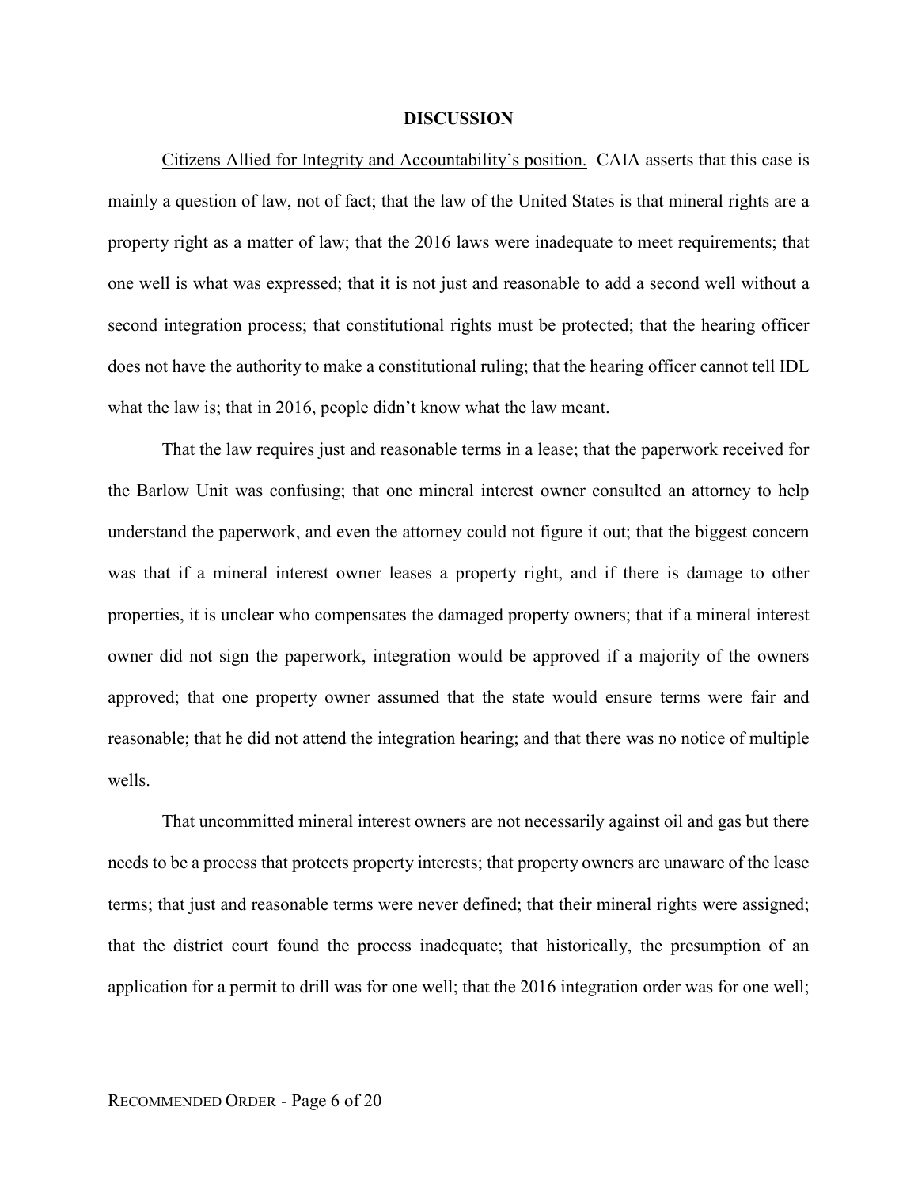## DISCUSSION

Citizens Allied for Integrity and Accountability's position. CAIA asserts that this case is mainly a question of law, not of fact; that the law of the United States is that mineral rights are a property right as a matter of law; that the 2016 laws were inadequate to meet requirements; that one well is what was expressed; that it is not just and reasonable to add a second well without a second integration process; that constitutional rights must be protected; that the hearing officer does not have the authority to make a constitutional ruling; that the hearing officer cannot tell IDL what the law is; that in 2016, people didn't know what the law meant.

That the law requires just and reasonable terms in a lease; that the paperwork received for the Barlow Unit was confusing; that one mineral interest owner consulted an attorney to help understand the paperwork, and even the attorney could not figure it out; that the biggest concern was that if a mineral interest owner leases a property right, and if there is damage to other properties, it is unclear who compensates the damaged property owners; that if a mineral interest owner did not sign the paperwork, integration would be approved if a majority of the owners approved; that one property owner assumed that the state would ensure terms were fair and reasonable; that he did not attend the integration hearing; and that there was no notice of multiple wells.

That uncommitted mineral interest owners are not necessarily against oil and gas but there needs to be a process that protects property interests; that property owners are unaware of the lease terms; that just and reasonable terms were never defined; that their mineral rights were assigned; that the district court found the process inadequate; that historically, the presumption of an application for a permit to drill was for one well; that the 2016 integration order was for one well;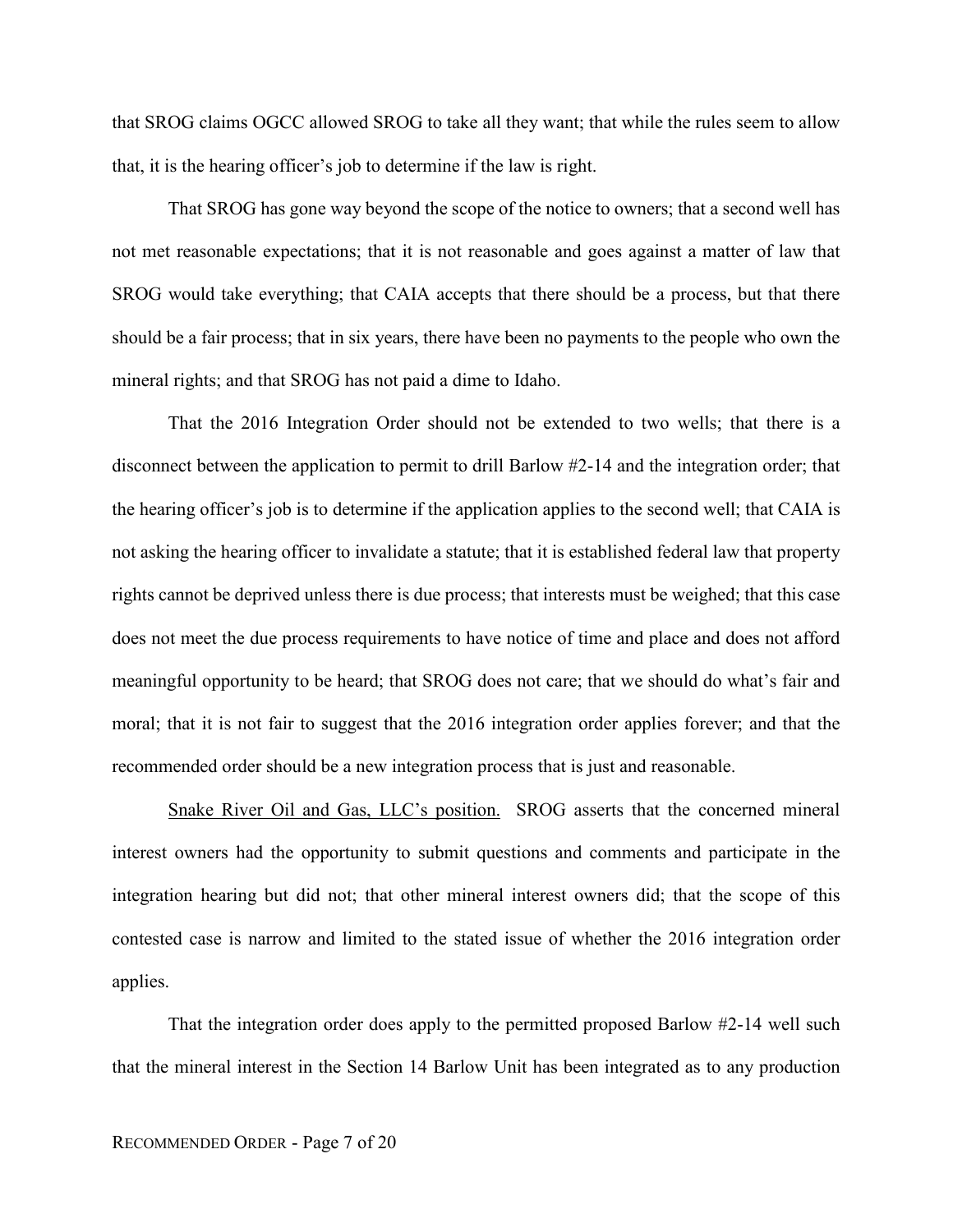that SROG claims OGCC allowed SROG to take all they want; that while the rules seem to allow that, it is the hearing officer's job to determine if the law is right.

That SROG has gone way beyond the scope of the notice to owners; that a second well has not met reasonable expectations; that it is not reasonable and goes against a matter of law that SROG would take everything; that CAIA accepts that there should be a process, but that there should be a fair process; that in six years, there have been no payments to the people who own the mineral rights; and that SROG has not paid a dime to Idaho.

That the 2016 Integration Order should not be extended to two wells; that there is a disconnect between the application to permit to drill Barlow #2-14 and the integration order; that the hearing officer's job is to determine if the application applies to the second well; that CAIA is not asking the hearing officer to invalidate a statute; that it is established federal law that property rights cannot be deprived unless there is due process; that interests must be weighed; that this case does not meet the due process requirements to have notice of time and place and does not afford meaningful opportunity to be heard; that SROG does not care; that we should do what's fair and moral; that it is not fair to suggest that the 2016 integration order applies forever; and that the recommended order should be a new integration process that is just and reasonable.

<u>Snake River Oil and Gas, LLC's position.</u> SROG asserts that the concerned mineral interest owners had the opportunity to submit questions and comments and participate in the integration hearing but did not; that other mineral interest owners did; that the scope of this contested case is narrow and limited to the stated issue of whether the 2016 integration order applies.

That the integration order does apply to the permitted proposed Barlow #2-14 well such that the mineral interest in the Section 14 Barlow Unit has been integrated as to any production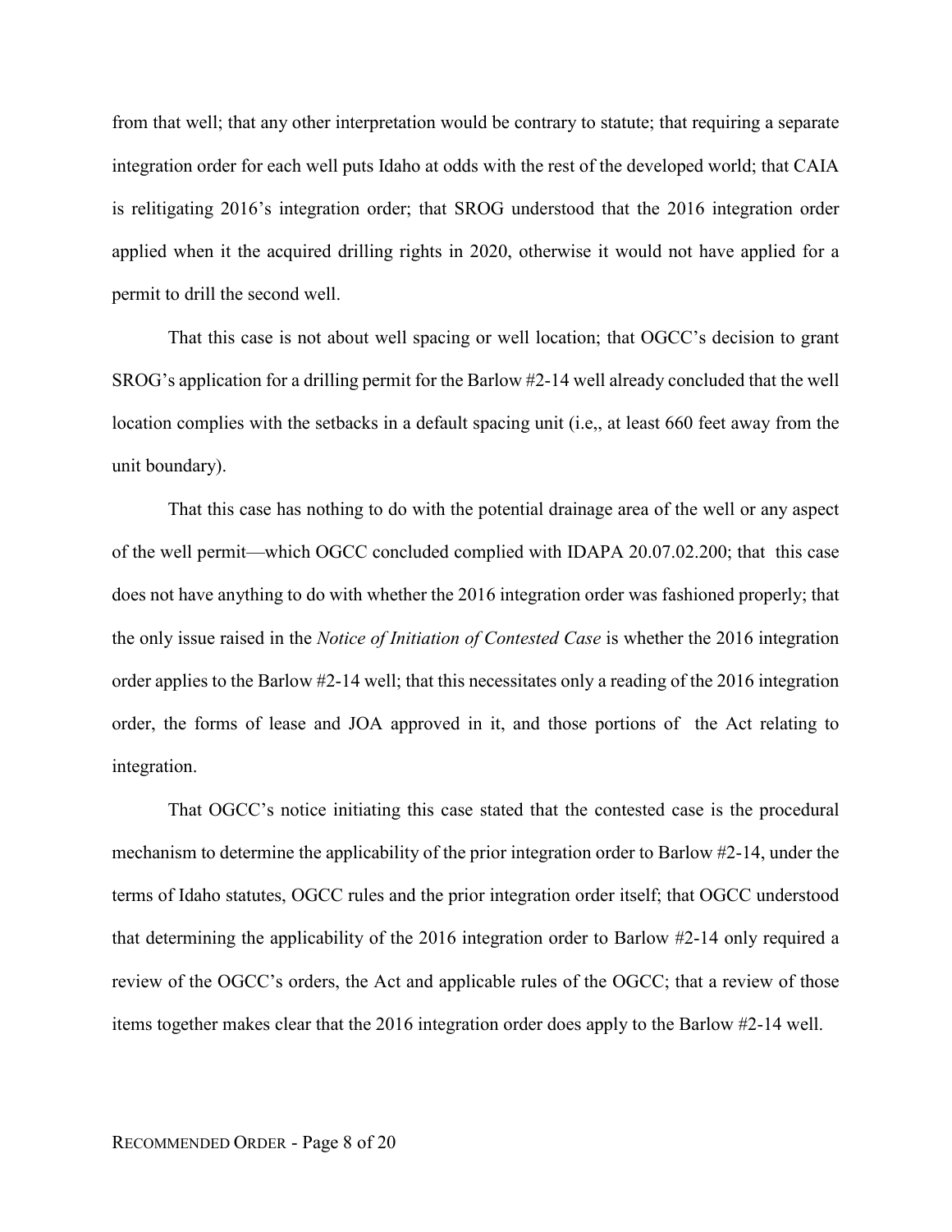from that well; that any other interpretation would be contrary to statute; that requiring a separate integration order for each well puts Idaho at odds with the rest of the developed world; that CAIA is relitigating 2016's integration order; that SROG understood that the 2016 integration order applied when it the acquired drilling rights in 2020, otherwise it would not have applied for a permit to drill the second well.

That this case is not about well spacing or well location; that OGCC's decision to grant SROG's application for a drilling permit for the Barlow #2-14 well already concluded that the well location complies with the setbacks in a default spacing unit (i.e,, at least 660 feet away from the unit boundary).

That this case has nothing to do with the potential drainage area of the well or any aspect of the well permit—which OGCC concluded complied with IDAPA 20.07.02.200; that this case does not have anything to do with whether the 2016 integration order was fashioned properly; that the only issue raised in the *Notice of Initiation of Contested Case* is whether the 2016 integration order applies to the Barlow #2-14 well; that this necessitates only a reading of the 2016 integration order, the forms of lease and JOA approved in it, and those portions of the Act relating to integration.

That OGCC's notice initiating this case stated that the contested case is the procedural mechanism to determine the applicability of the prior integration order to Barlow #2-14, under the terms of Idaho statutes, OGCC rules and the prior integration order itself; that OGCC understood that determining the applicability of the 2016 integration order to Barlow #2-14 only required a review of the OGCC's orders, the Act and applicable rules of the OGCC; that a review of those items together makes clear that the 2016 integration order does apply to the Barlow #2-14 well.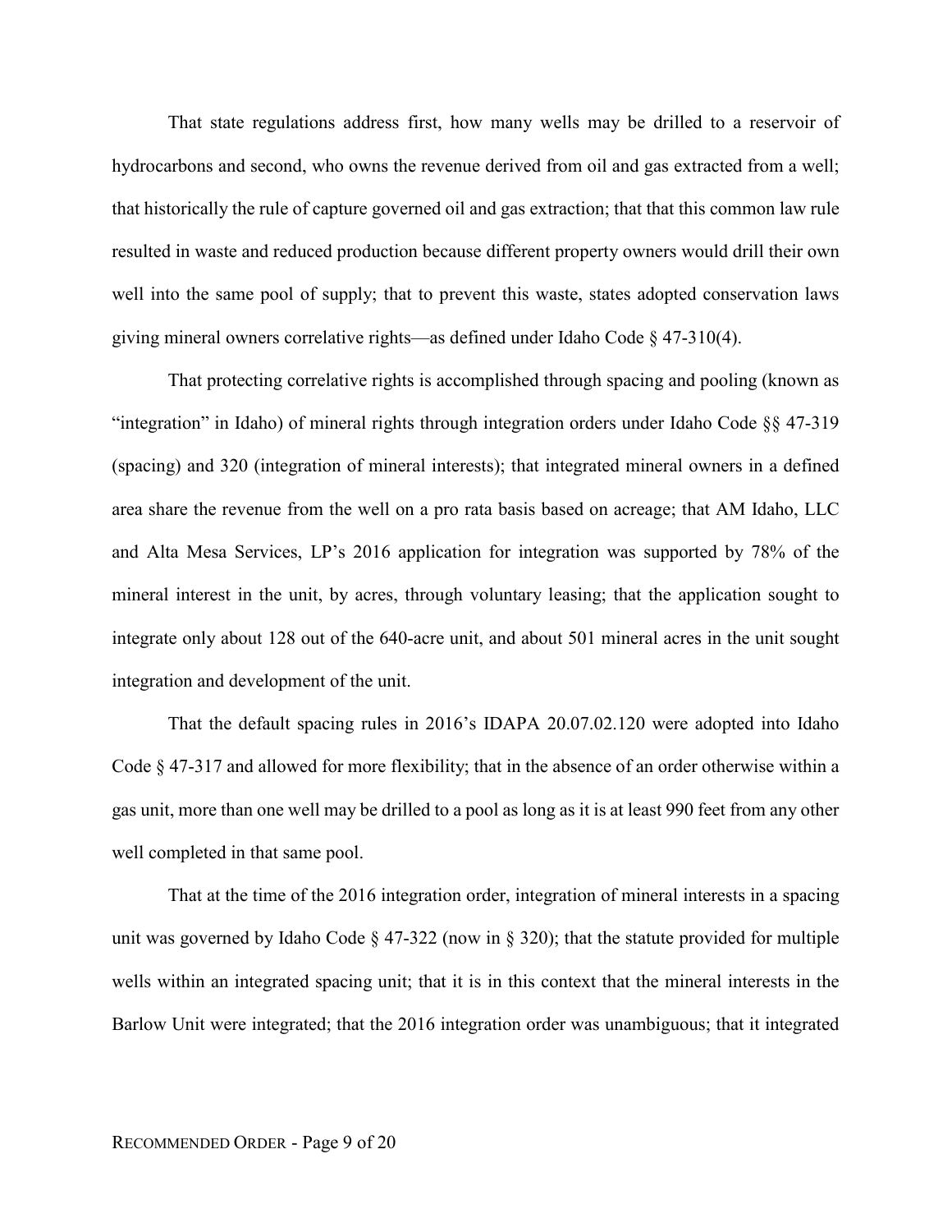That state regulations address first, how many wells may be drilled to a reservoir of hydrocarbons and second, who owns the revenue derived from oil and gas extracted from a well; that historically the rule of capture governed oil and gas extraction; that that this common law rule resulted in waste and reduced production because different property owners would drill their own well into the same pool of supply; that to prevent this waste, states adopted conservation laws giving mineral owners correlative rights—as defined under Idaho Code § 47-310(4).

That protecting correlative rights is accomplished through spacing and pooling (known as "integration" in Idaho) of mineral rights through integration orders under Idaho Code §§ 47-319 (spacing) and 320 (integration of mineral interests); that integrated mineral owners in a defined area share the revenue from the well on a pro rata basis based on acreage; that AM Idaho, LLC and Alta Mesa Services, LP's 2016 application for integration was supported by 78% of the mineral interest in the unit, by acres, through voluntary leasing; that the application sought to integrate only about 128 out of the 640-acre unit, and about 501 mineral acres in the unit sought integration and development of the unit.

That the default spacing rules in 2016's IDAPA 20.07.02.120 were adopted into Idaho Code § 47-317 and allowed for more flexibility; that in the absence of an order otherwise within a gas unit, more than one well may be drilled to a pool as long as it is at least 990 feet from any other well completed in that same pool.

That at the time of the 2016 integration order, integration of mineral interests in a spacing unit was governed by Idaho Code § 47-322 (now in § 320); that the statute provided for multiple wells within an integrated spacing unit; that it is in this context that the mineral interests in the Barlow Unit were integrated; that the 2016 integration order was unambiguous; that it integrated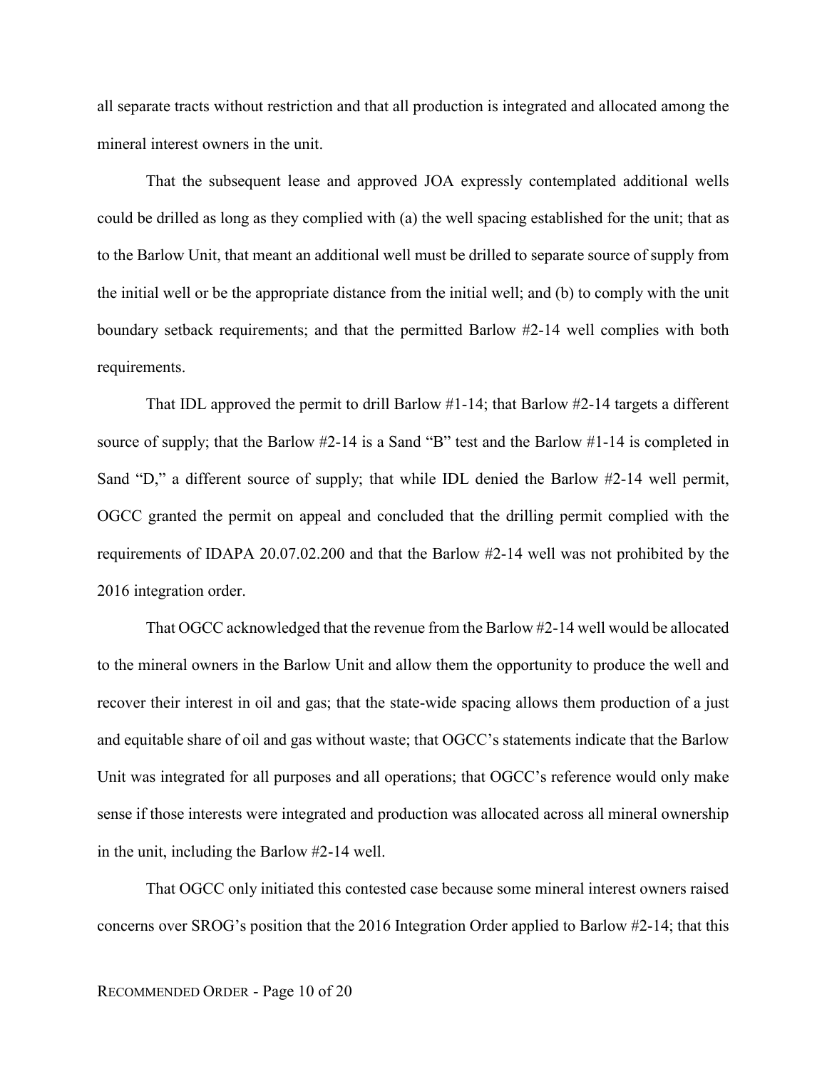all separate tracts without restriction and that all production is integrated and allocated among the mineral interest owners in the unit.

That the subsequent lease and approved JOA expressly contemplated additional wells could be drilled as long as they complied with (a) the well spacing established for the unit; that as to the Barlow Unit, that meant an additional well must be drilled to separate source of supply from the initial well or be the appropriate distance from the initial well; and (b) to comply with the unit boundary setback requirements; and that the permitted Barlow #2-14 well complies with both requirements.

That IDL approved the permit to drill Barlow #1-14; that Barlow #2-14 targets a different source of supply; that the Barlow #2-14 is a Sand "B" test and the Barlow #1-14 is completed in Sand "D," a different source of supply; that while IDL denied the Barlow #2-14 well permit, OGCC granted the permit on appeal and concluded that the drilling permit complied with the requirements of IDAPA 20.07.02.200 and that the Barlow #2-14 well was not prohibited by the 2016 integration order.

That OGCC acknowledged that the revenue from the Barlow #2-14 well would be allocated to the mineral owners in the Barlow Unit and allow them the opportunity to produce the well and recover their interest in oil and gas; that the state-wide spacing allows them production of a just and equitable share of oil and gas without waste; that OGCC's statements indicate that the Barlow Unit was integrated for all purposes and all operations; that OGCC's reference would only make sense if those interests were integrated and production was allocated across all mineral ownership in the unit, including the Barlow #2-14 well.

That OGCC only initiated this contested case because some mineral interest owners raised concerns over SROG's position that the 2016 Integration Order applied to Barlow #2-14; that this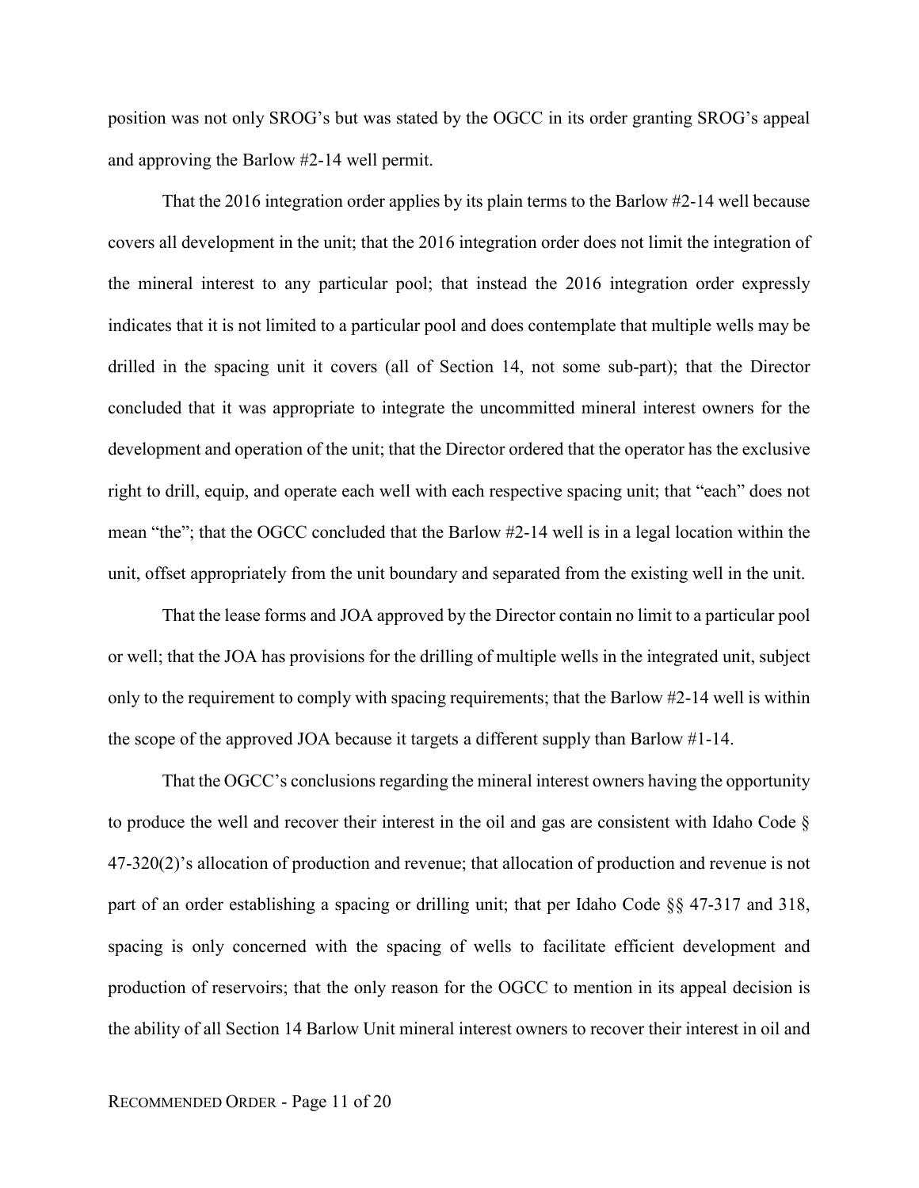position was not only SROG's but was stated by the OGCC in its order granting SROG's appeal and approving the Barlow #2-14 well permit.

That the 2016 integration order applies by its plain terms to the Barlow #2-14 well because covers all development in the unit; that the 2016 integration order does not limit the integration of the mineral interest to any particular pool; that instead the 2016 integration order expressly indicates that it is not limited to a particular pool and does contemplate that multiple wells may be drilled in the spacing unit it covers (all of Section 14, not some sub-part); that the Director concluded that it was appropriate to integrate the uncommitted mineral interest owners for the development and operation of the unit; that the Director ordered that the operator has the exclusive right to drill, equip, and operate each well with each respective spacing unit; that "each" does not mean "the"; that the OGCC concluded that the Barlow #2-14 well is in a legal location within the unit, offset appropriately from the unit boundary and separated from the existing well in the unit.

That the lease forms and JOA approved by the Director contain no limit to a particular pool or well; that the JOA has provisions for the drilling of multiple wells in the integrated unit, subject only to the requirement to comply with spacing requirements; that the Barlow #2-14 well is within the scope of the approved JOA because it targets a different supply than Barlow #1-14.

That the OGCC's conclusions regarding the mineral interest owners having the opportunity to produce the well and recover their interest in the oil and gas are consistent with Idaho Code § 47-320(2)'s allocation of production and revenue; that allocation of production and revenue is not part of an order establishing a spacing or drilling unit; that per Idaho Code §§ 47-317 and 318, spacing is only concerned with the spacing of wells to facilitate efficient development and production of reservoirs; that the only reason for the OGCC to mention in its appeal decision is the ability of all Section 14 Barlow Unit mineral interest owners to recover their interest in oil and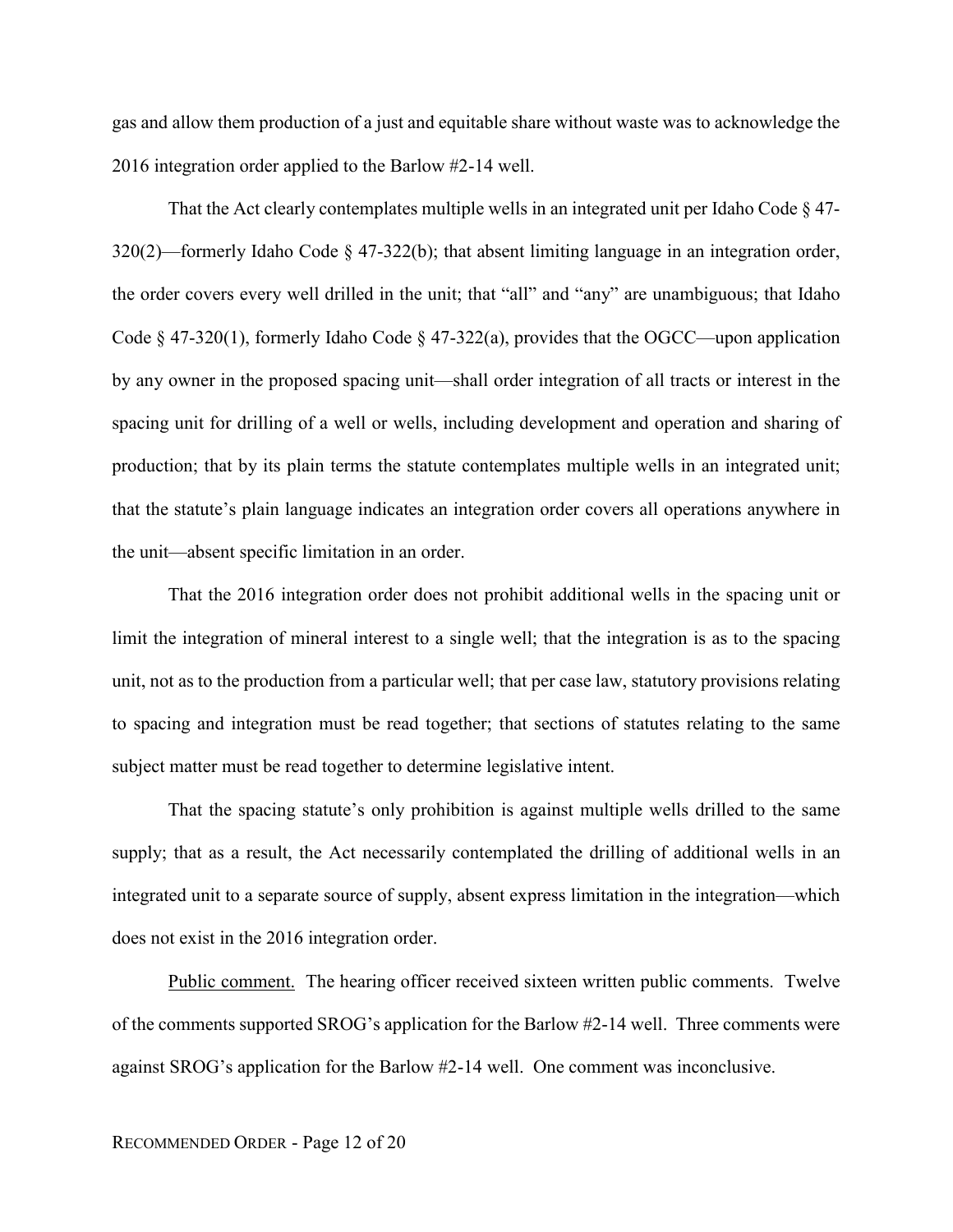gas and allow them production of a just and equitable share without waste was to acknowledge the 2016 integration order applied to the Barlow #2-14 well.

That the Act clearly contemplates multiple wells in an integrated unit per Idaho Code § 47-320(2)—formerly Idaho Code § 47-322(b); that absent limiting language in an integration order, the order covers every well drilled in the unit; that "all" and "any" are unambiguous; that Idaho Code § 47-320(1), formerly Idaho Code § 47-322(a), provides that the OGCC—upon application by any owner in the proposed spacing unit—shall order integration of all tracts or interest in the spacing unit for drilling of a well or wells, including development and operation and sharing of production; that by its plain terms the statute contemplates multiple wells in an integrated unit; that the statute's plain language indicates an integration order covers all operations anywhere in the unit—absent specific limitation in an order.

That the 2016 integration order does not prohibit additional wells in the spacing unit or limit the integration of mineral interest to a single well; that the integration is as to the spacing unit, not as to the production from a particular well; that per case law, statutory provisions relating to spacing and integration must be read together; that sections of statutes relating to the same subject matter must be read together to determine legislative intent.

That the spacing statute's only prohibition is against multiple wells drilled to the same supply; that as a result, the Act necessarily contemplated the drilling of additional wells in an integrated unit to a separate source of supply, absent express limitation in the integration—which does not exist in the 2016 integration order.

Public comment. The hearing officer received sixteen written public comments. Twelve of the comments supported SROG's application for the Barlow #2-14 well. Three comments were against SROG's application for the Barlow #2-14 well. One comment was inconclusive.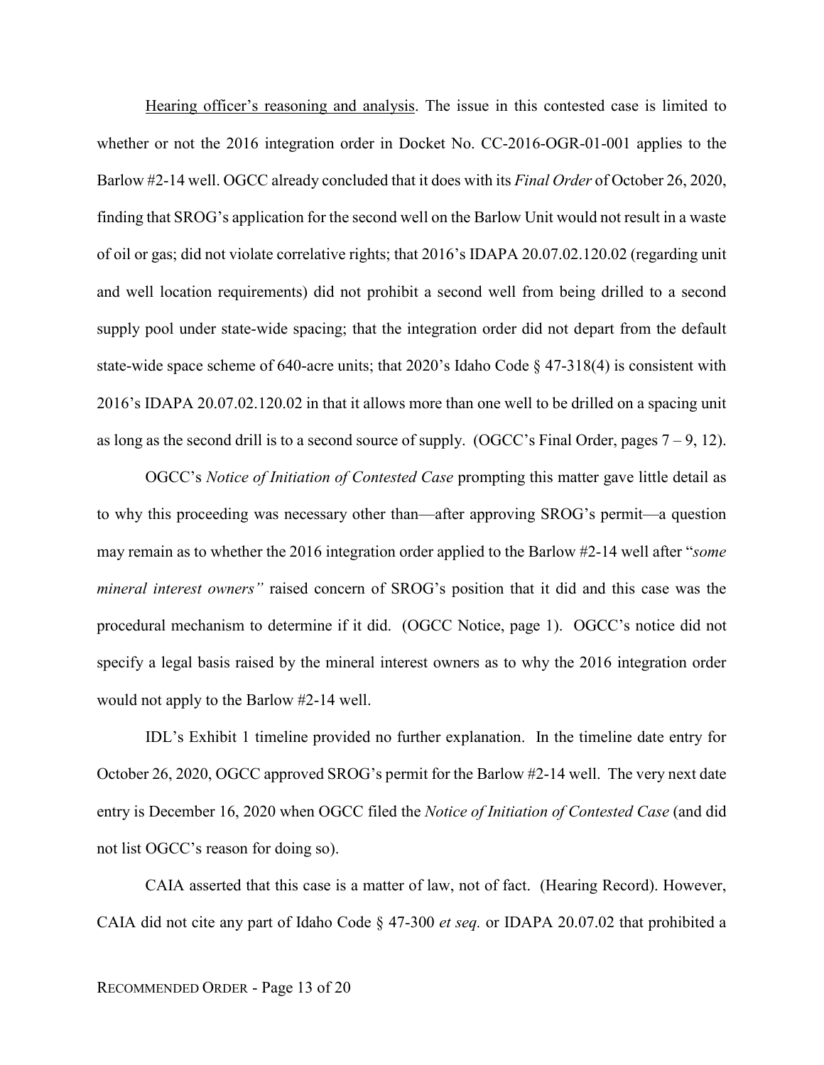Hearing officer's reasoning and analysis. The issue in this contested case is limited to whether or not the 2016 integration order in Docket No. CC-2016-OGR-01-001 applies to the Barlow #2-14 well. OGCC already concluded that it does with its *Final Order* of October 26, 2020, finding that SROG's application for the second well on the Barlow Unit would not result in a waste of oil or gas; did not violate correlative rights; that 2016's IDAPA 20.07.02.120.02 (regarding unit and well location requirements) did not prohibit a second well from being drilled to a second supply pool under state-wide spacing; that the integration order did not depart from the default state-wide space scheme of 640-acre units; that 2020's Idaho Code § 47-318(4) is consistent with 2016's IDAPA 20.07.02.120.02 in that it allows more than one well to be drilled on a spacing unit as long as the second drill is to a second source of supply. (OGCC's Final Order, pages 7 – 9, 12).

OGCC's *Notice of Initiation of Contested Case* prompting this matter gave little detail as to why this proceeding was necessary other than—after approving SROG's permit—a question may remain as to whether the 2016 integration order applied to the Barlow #2-14 well after "*some mineral interest owners"* raised concern of SROG's position that it did and this case was the procedural mechanism to determine if it did. (OGCC Notice, page 1). OGCC's notice did not specify a legal basis raised by the mineral interest owners as to why the 2016 integration order would not apply to the Barlow #2-14 well.

IDL's Exhibit 1 timeline provided no further explanation. In the timeline date entry for October 26, 2020, OGCC approved SROG's permit for the Barlow #2-14 well. The very next date entry is December 16, 2020 when OGCC filed the *Notice of Initiation of Contested Case* (and did not list OGCC's reason for doing so).

CAIA asserted that this case is a matter of law, not of fact. (Hearing Record). However, CAIA did not cite any part of Idaho Code § 47-300 *et seq.* or IDAPA 20.07.02 that prohibited a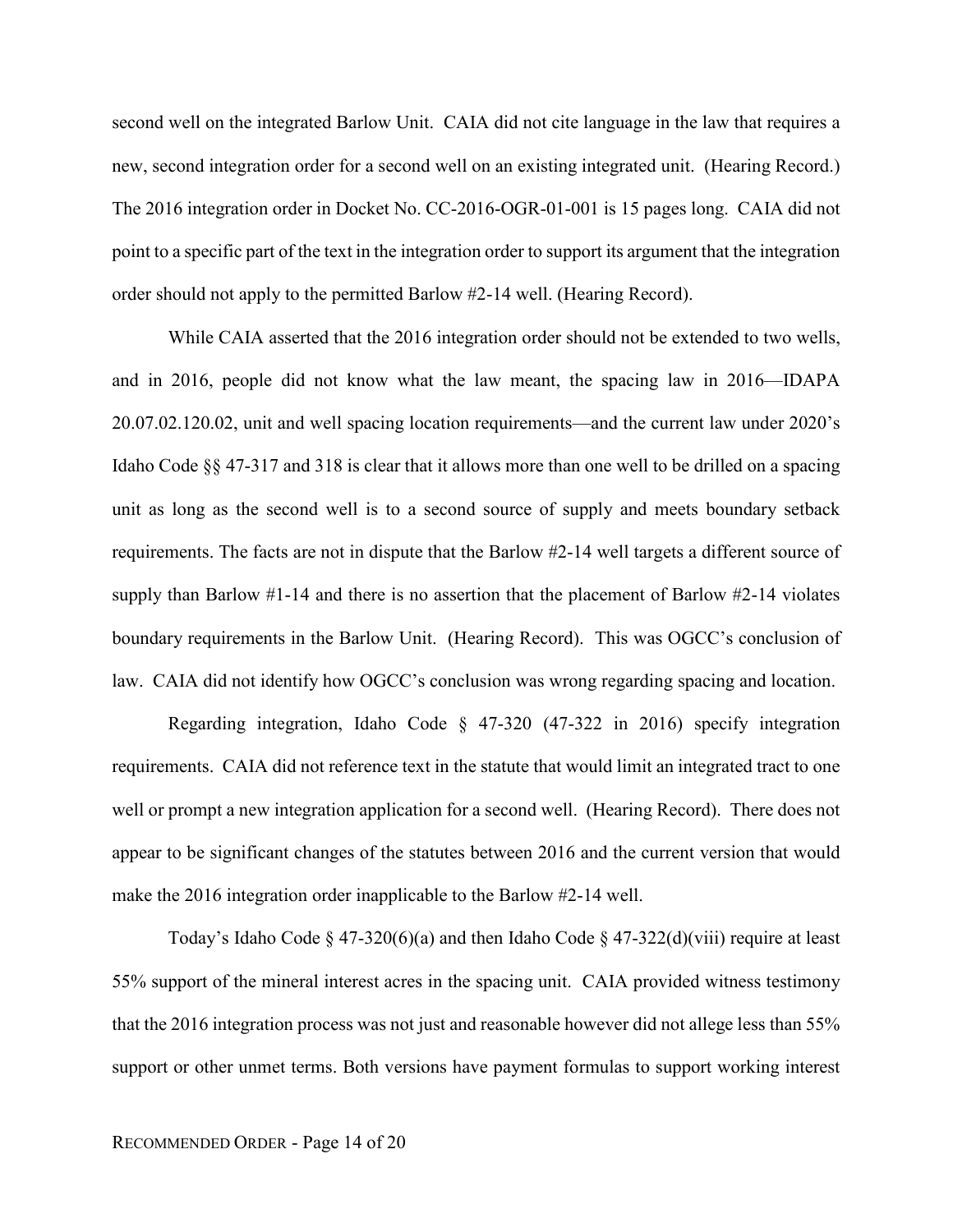second well on the integrated Barlow Unit. CAIA did not cite language in the law that requires a new, second integration order for a second well on an existing integrated unit. (Hearing Record.) The 2016 integration order in Docket No. CC-2016-OGR-01-001 is 15 pages long. CAIA did not point to a specific part of the text in the integration order to support its argument that the integration order should not apply to the permitted Barlow #2-14 well. (Hearing Record).

While CAIA asserted that the 2016 integration order should not be extended to two wells, and in 2016, people did not know what the law meant, the spacing law in 2016—IDAPA 20.07.02.120.02, unit and well spacing location requirements—and the current law under 2020's Idaho Code §§ 47-317 and 318 is clear that it allows more than one well to be drilled on a spacing unit as long as the second well is to a second source of supply and meets boundary setback requirements. The facts are not in dispute that the Barlow #2-14 well targets a different source of supply than Barlow #1-14 and there is no assertion that the placement of Barlow #2-14 violates boundary requirements in the Barlow Unit. (Hearing Record). This was OGCC's conclusion of law. CAIA did not identify how OGCC's conclusion was wrong regarding spacing and location.

Regarding integration, Idaho Code § 47-320 (47-322 in 2016) specify integration requirements. CAIA did not reference text in the statute that would limit an integrated tract to one well or prompt a new integration application for a second well. (Hearing Record). There does not appear to be significant changes of the statutes between 2016 and the current version that would make the 2016 integration order inapplicable to the Barlow #2-14 well.

Today's Idaho Code § 47-320(6)(a) and then Idaho Code § 47-322(d)(viii) require at least 55% support of the mineral interest acres in the spacing unit. CAIA provided witness testimony that the 2016 integration process was not just and reasonable however did not allege less than 55% support or other unmet terms. Both versions have payment formulas to support working interest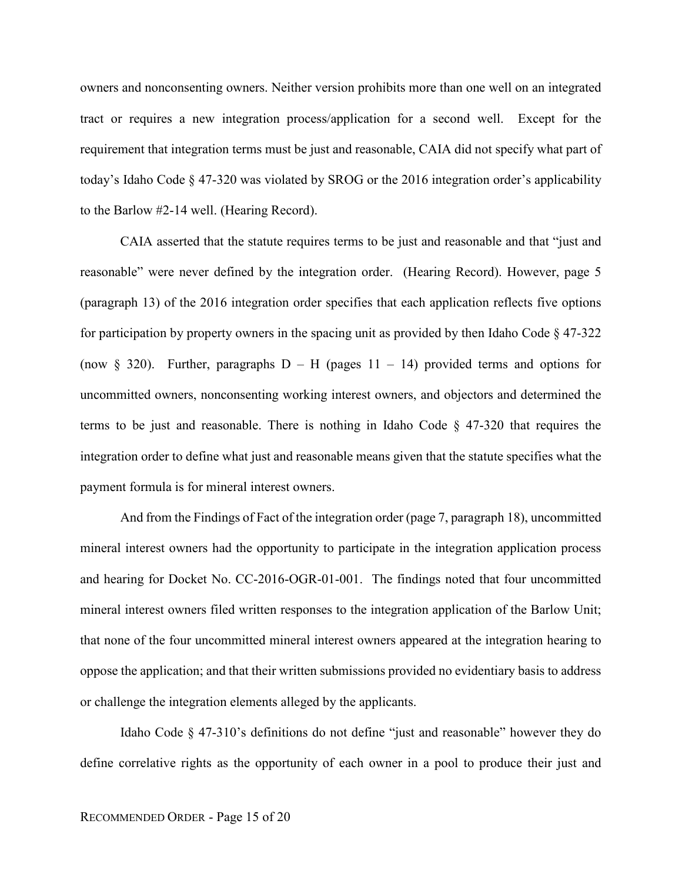owners and nonconsenting owners. Neither version prohibits more than one well on an integrated tract or requires a new integration process/application for a second well. Except for the requirement that integration terms must be just and reasonable, CAIA did not specify what part of today's Idaho Code § 47-320 was violated by SROG or the 2016 integration order's applicability to the Barlow #2-14 well. (Hearing Record).

CAIA asserted that the statute requires terms to be just and reasonable and that "just and reasonable" were never defined by the integration order. (Hearing Record). However, page 5 (paragraph 13) of the 2016 integration order specifies that each application reflects five options for participation by property owners in the spacing unit as provided by then Idaho Code § 47-322 (now § 320). Further, paragraphs D – H (pages 11 – 14) provided terms and options for uncommitted owners, nonconsenting working interest owners, and objectors and determined the terms to be just and reasonable. There is nothing in Idaho Code § 47-320 that requires the integration order to define what just and reasonable means given that the statute specifies what the payment formula is for mineral interest owners.

And from the Findings of Fact of the integration order (page 7, paragraph 18), uncommitted mineral interest owners had the opportunity to participate in the integration application process and hearing for Docket No. CC-2016-OGR-01-001. The findings noted that four uncommitted mineral interest owners filed written responses to the integration application of the Barlow Unit; that none of the four uncommitted mineral interest owners appeared at the integration hearing to oppose the application; and that their written submissions provided no evidentiary basis to address or challenge the integration elements alleged by the applicants.

Idaho Code § 47-310's definitions do not define "just and reasonable" however they do define correlative rights as the opportunity of each owner in a pool to produce their just and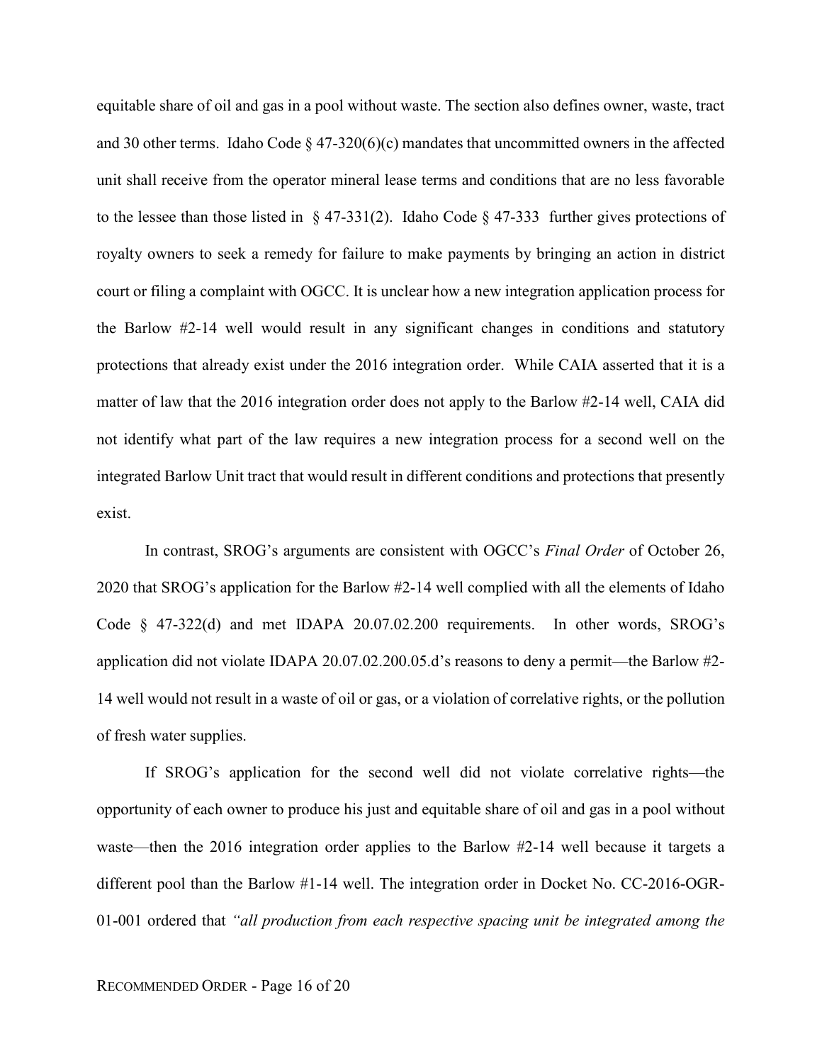equitable share of oil and gas in a pool without waste. The section also defines owner, waste, tract and 30 other terms. Idaho Code § 47-320(6)(c) mandates that uncommitted owners in the affected unit shall receive from the operator mineral lease terms and conditions that are no less favorable to the lessee than those listed in § 47-331(2). Idaho Code § 47-333 further gives protections of royalty owners to seek a remedy for failure to make payments by bringing an action in district court or filing a complaint with OGCC. It is unclear how a new integration application process for the Barlow #2-14 well would result in any significant changes in conditions and statutory protections that already exist under the 2016 integration order. While CAIA asserted that it is a matter of law that the 2016 integration order does not apply to the Barlow #2-14 well, CAIA did not identify what part of the law requires a new integration process for a second well on the integrated Barlow Unit tract that would result in different conditions and protections that presently exist.

In contrast, SROG's arguments are consistent with OGCC's *Final Order* of October 26, 2020 that SROG's application for the Barlow #2-14 well complied with all the elements of Idaho Code § 47-322(d) and met IDAPA 20.07.02.200 requirements. In other words, SROG's application did not violate IDAPA 20.07.02.200.05.d's reasons to deny a permit—the Barlow #2-14 well would not result in a waste of oil or gas, or a violation of correlative rights, or the pollution of fresh water supplies.

If SROG's application for the second well did not violate correlative rights—the opportunity of each owner to produce his just and equitable share of oil and gas in a pool without waste—then the 2016 integration order applies to the Barlow #2-14 well because it targets a different pool than the Barlow #1-14 well. The integration order in Docket No. CC-2016-OGR-01-001 ordered that *"all production from each respective spacing unit be integrated among the*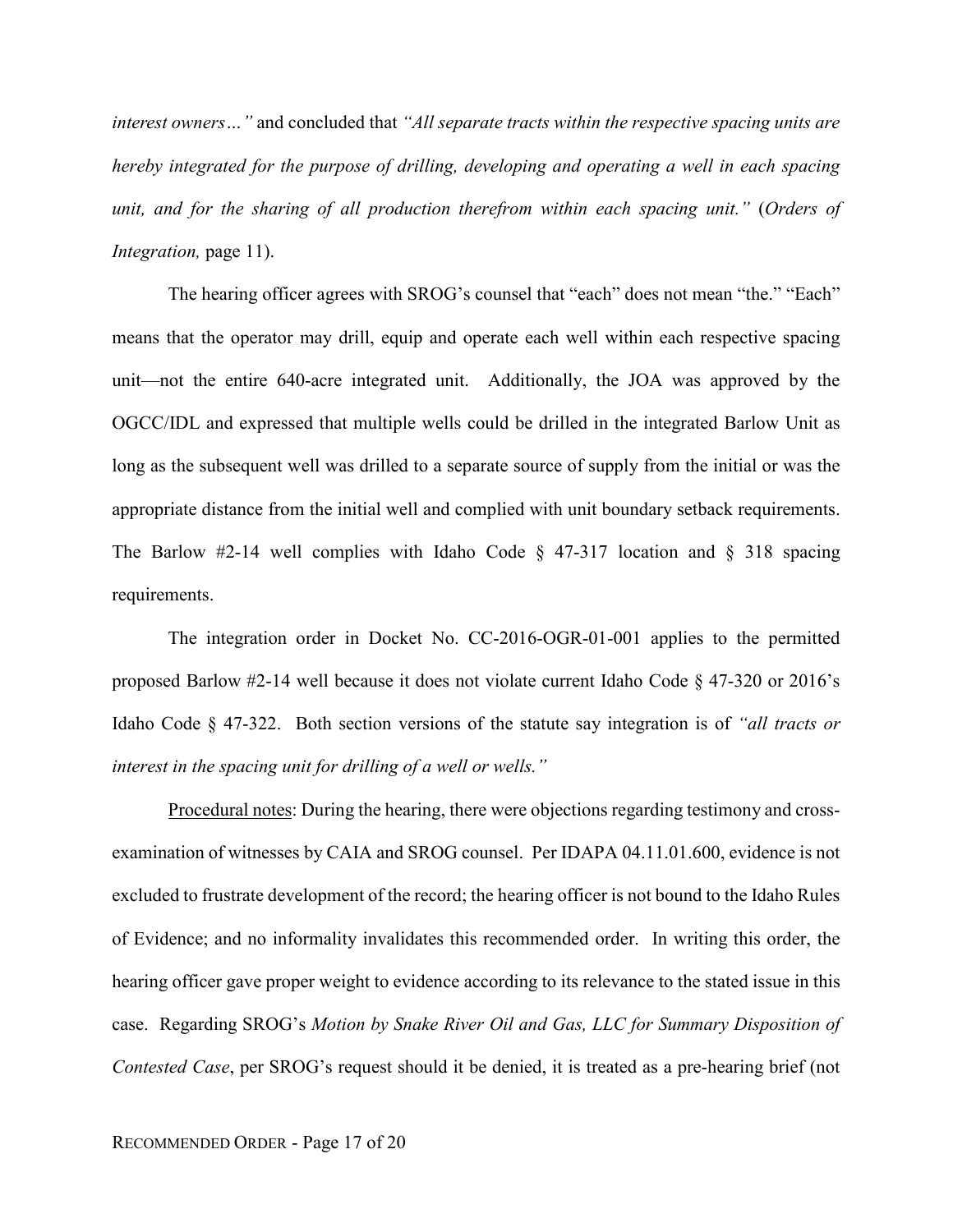*interest owners…"* and concluded that *"All separate tracts within the respective spacing units are hereby integrated for the purpose of drilling, developing and operating a well in each spacing unit, and for the sharing of all production therefrom within each spacing unit."* (*Orders of Integration,* page 11).

The hearing officer agrees with SROG's counsel that "each" does not mean "the." "Each" means that the operator may drill, equip and operate each well within each respective spacing unit—not the entire 640-acre integrated unit. Additionally, the JOA was approved by the OGCC/IDL and expressed that multiple wells could be drilled in the integrated Barlow Unit as long as the subsequent well was drilled to a separate source of supply from the initial or was the appropriate distance from the initial well and complied with unit boundary setback requirements. The Barlow #2-14 well complies with Idaho Code § 47-317 location and § 318 spacing requirements.

The integration order in Docket No. CC-2016-OGR-01-001 applies to the permitted proposed Barlow #2-14 well because it does not violate current Idaho Code § 47-320 or 2016's Idaho Code § 47-322. Both section versions of the statute say integration is of *"all tracts or interest in the spacing unit for drilling of a well or wells."*

<u>Procedural notes</u>: During the hearing, there were objections regarding testimony and cross-examination of witnesses by CAIA and SROG counsel. Per IDAPA 04.11.01.600, evidence is not excluded to frustrate development of the record; the hearing officer is not bound to the Idaho Rules of Evidence; and no informality invalidates this recommended order. In writing this order, the hearing officer gave proper weight to evidence according to its relevance to the stated issue in this case. Regarding SROG's *Motion by Snake River Oil and Gas, LLC for Summary Disposition of Contested Case*, per SROG's request should it be denied, it is treated as a pre-hearing brief (not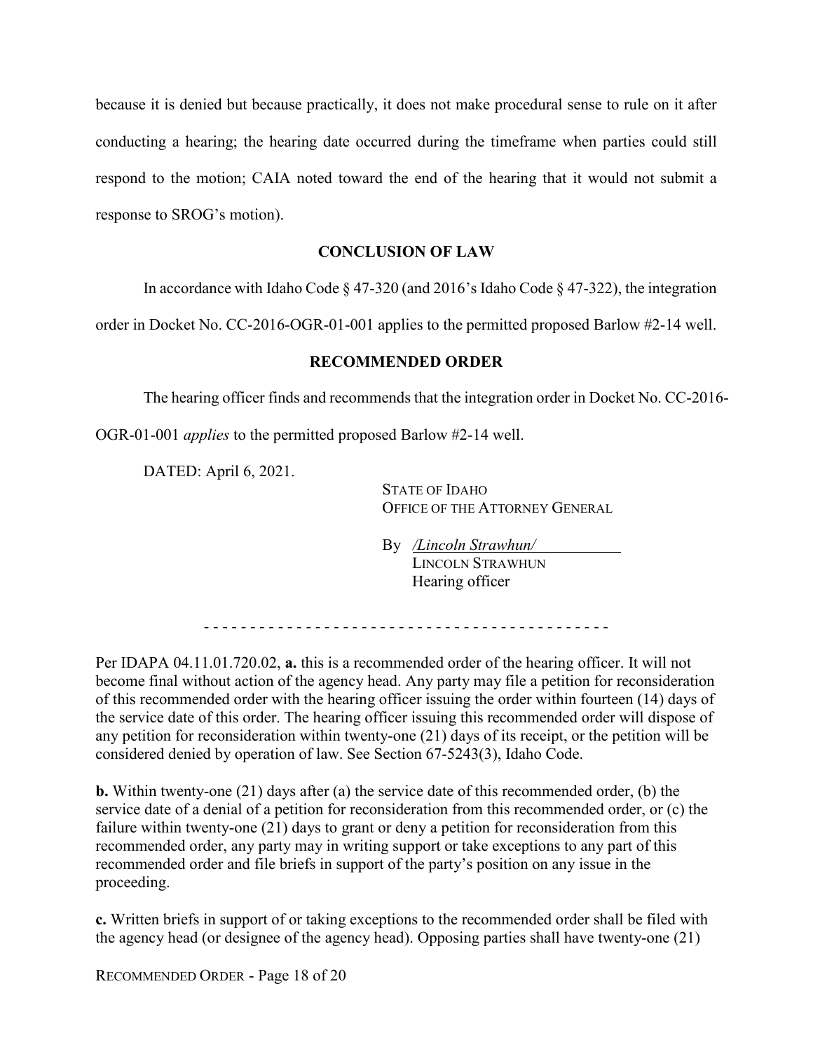because it is denied but because practically, it does not make procedural sense to rule on it after conducting a hearing; the hearing date occurred during the timeframe when parties could still respond to the motion; CAIA noted toward the end of the hearing that it would not submit a response to SROG's motion).

## CONCLUSION OF LAW

In accordance with Idaho Code § 47-320 (and 2016's Idaho Code § 47-322), the integration order in Docket No. CC-2016-OGR-01-001 applies to the permitted proposed Barlow #2-14 well.

## RECOMMENDED ORDER

The hearing officer finds and recommends that the integration order in Docket No. CC-2016-OGR-01-001 *applies* to the permitted proposed Barlow #2-14 well.

DATED: April 6, 2021.

STATE OF IDAHO
OFFICE OF THE ATTORNEY GENERAL

By */Lincoln Strawhun/*
LINCOLN STRAWHUN
Hearing officer

- - - - - - - - - - - - - - - - - - - - - - - - - - - - - - - - - - - - - - - - - - - -

Per IDAPA 04.11.01.720.02, **a.** this is a recommended order of the hearing officer. It will not become final without action of the agency head. Any party may file a petition for reconsideration of this recommended order with the hearing officer issuing the order within fourteen (14) days of the service date of this order. The hearing officer issuing this recommended order will dispose of any petition for reconsideration within twenty-one (21) days of its receipt, or the petition will be considered denied by operation of law. See Section 67-5243(3), Idaho Code.

**b.** Within twenty-one (21) days after (a) the service date of this recommended order, (b) the service date of a denial of a petition for reconsideration from this recommended order, or (c) the failure within twenty-one (21) days to grant or deny a petition for reconsideration from this recommended order, any party may in writing support or take exceptions to any part of this recommended order and file briefs in support of the party's position on any issue in the proceeding.

**c.** Written briefs in support of or taking exceptions to the recommended order shall be filed with the agency head (or designee of the agency head). Opposing parties shall have twenty-one (21)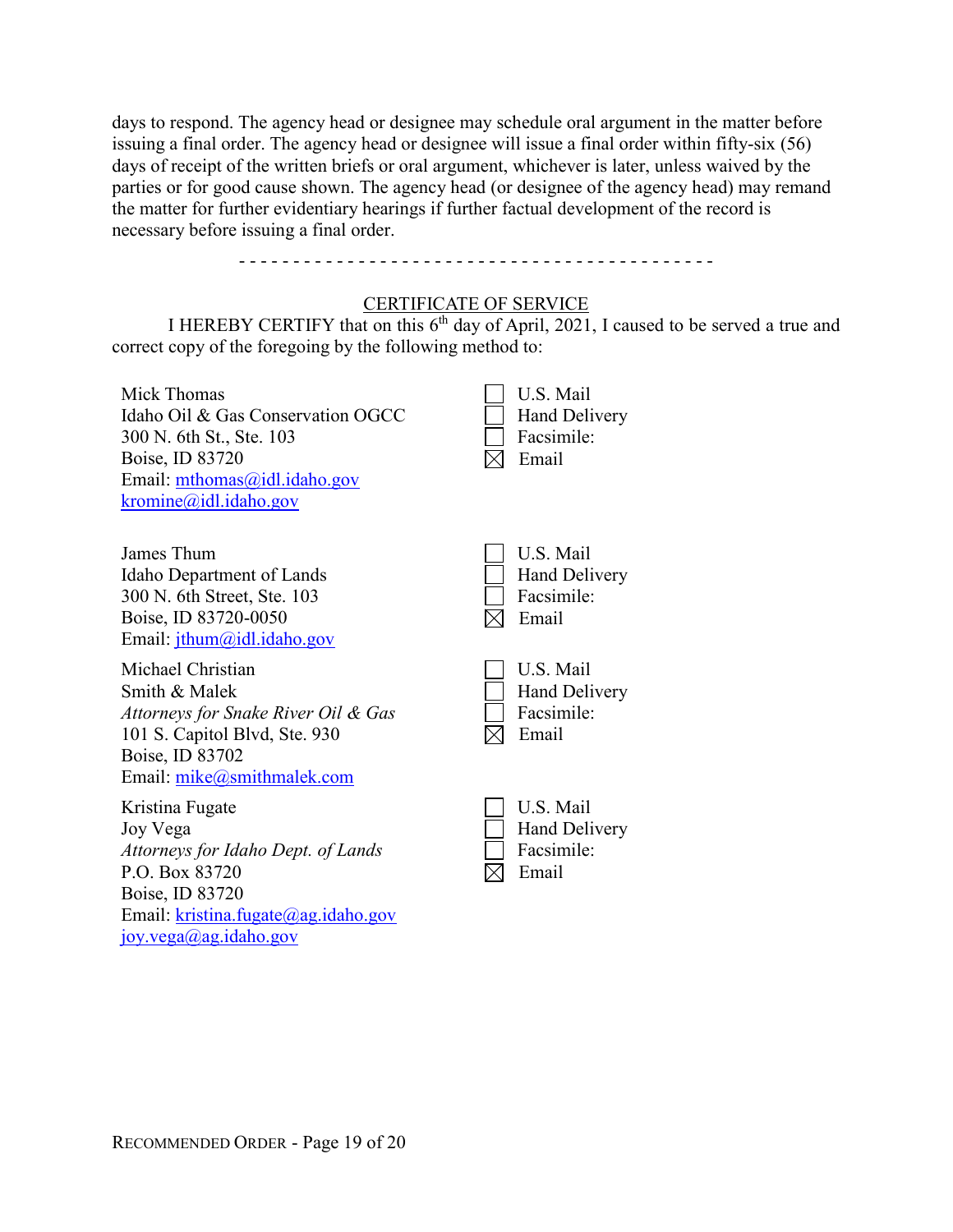days to respond. The agency head or designee may schedule oral argument in the matter before issuing a final order. The agency head or designee will issue a final order within fifty-six (56) days of receipt of the written briefs or oral argument, whichever is later, unless waived by the parties or for good cause shown. The agency head (or designee of the agency head) may remand the matter for further evidentiary hearings if further factual development of the record is necessary before issuing a final order.

- - - - - - - - - - - - - - - - - - - - - - - - - - - - - - - - - - - - - - - - - - - -

## CERTIFICATE OF SERVICE

I HEREBY CERTIFY that on this 6th day of April, 2021, I caused to be served a true and correct copy of the foregoing by the following method to:

| | |
|---|---|
| Mick Thomas<br>Idaho Oil & Gas Conservation OGCC<br>300 N. 6th St., Ste. 103<br>Boise, ID 83720<br>Email: mthomas@idl.idaho.gov<br>kromine@idl.idaho.gov | ☐ U.S. Mail<br>☐ Hand Delivery<br>☐ Facsimile:<br>☒ Email |
| James Thum<br>Idaho Department of Lands<br>300 N. 6th Street, Ste. 103<br>Boise, ID 83720-0050<br>Email: jthum@idl.idaho.gov | ☐ U.S. Mail<br>☐ Hand Delivery<br>☐ Facsimile:<br>☒ Email |
| Michael Christian<br>Smith & Malek<br>*Attorneys for Snake River Oil & Gas*<br>101 S. Capitol Blvd, Ste. 930<br>Boise, ID 83702<br>Email: mike@smithmalek.com | ☐ U.S. Mail<br>☐ Hand Delivery<br>☐ Facsimile:<br>☒ Email |
| Kristina Fugate<br>Joy Vega<br>*Attorneys for Idaho Dept. of Lands*<br>P.O. Box 83720<br>Boise, ID 83720<br>Email: kristina.fugate@ag.idaho.gov<br>joy.vega@ag.idaho.gov | ☐ U.S. Mail<br>☐ Hand Delivery<br>☐ Facsimile:<br>☒ Email |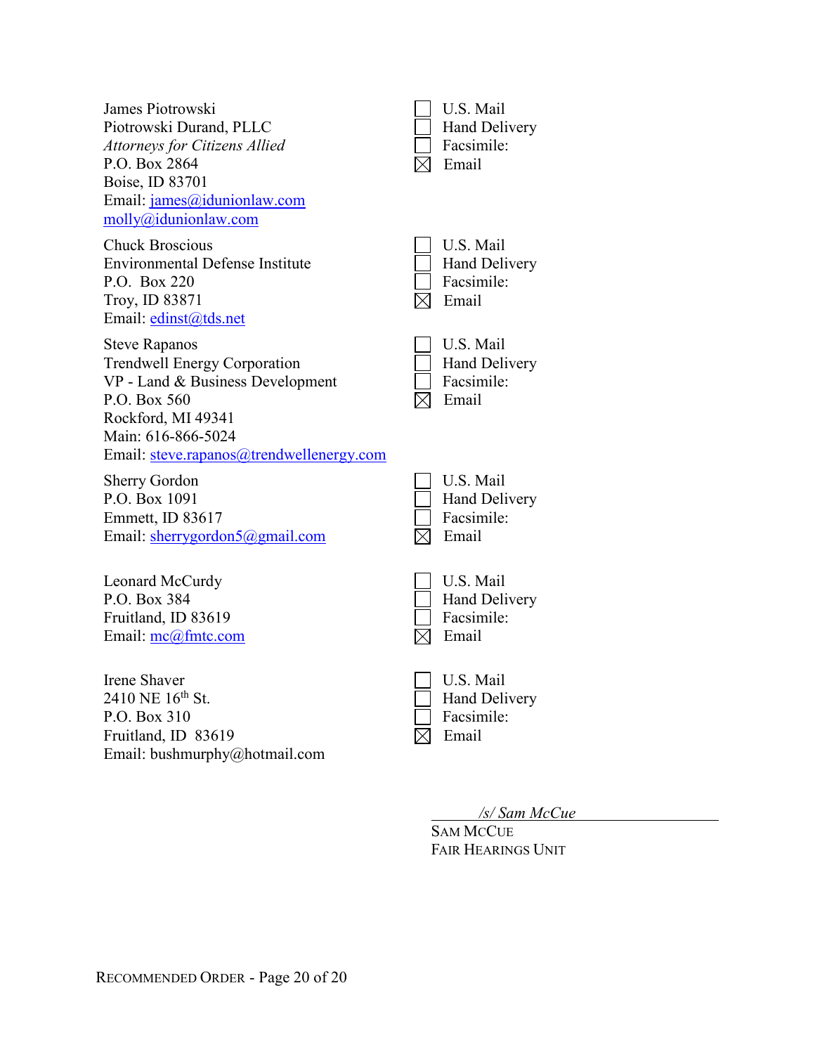James Piotrowski
Piotrowski Durand, PLLC
*Attorneys for Citizens Allied*
P.O. Box 2864
Boise, ID 83701
Email: james@idunionlaw.com
molly@idunionlaw.com

☐ U.S. Mail
☐ Hand Delivery
☐ Facsimile:
☒ Email

Chuck Broscious
Environmental Defense Institute
P.O. Box 220
Troy, ID 83871
Email: edinst@tds.net

☐ U.S. Mail
☐ Hand Delivery
☐ Facsimile:
☒ Email

Steve Rapanos
Trendwell Energy Corporation
VP - Land & Business Development
P.O. Box 560
Rockford, MI 49341
Main: 616-866-5024
Email: steve.rapanos@trendwellenergy.com

☐ U.S. Mail
☐ Hand Delivery
☐ Facsimile:
☒ Email

Sherry Gordon
P.O. Box 1091
Emmett, ID 83617
Email: sherrygordon5@gmail.com

☐ U.S. Mail
☐ Hand Delivery
☐ Facsimile:
☒ Email

Leonard McCurdy
P.O. Box 384
Fruitland, ID 83619
Email: mc@fmtc.com

☐ U.S. Mail
☐ Hand Delivery
☐ Facsimile:
☒ Email

Irene Shaver
2410 NE 16th St.
P.O. Box 310
Fruitland, ID 83619
Email: bushmurphy@hotmail.com

☐ U.S. Mail
☐ Hand Delivery
☐ Facsimile:
☒ Email

*/s/ Sam McCue*
SAM MCCUE
FAIR HEARINGS UNIT